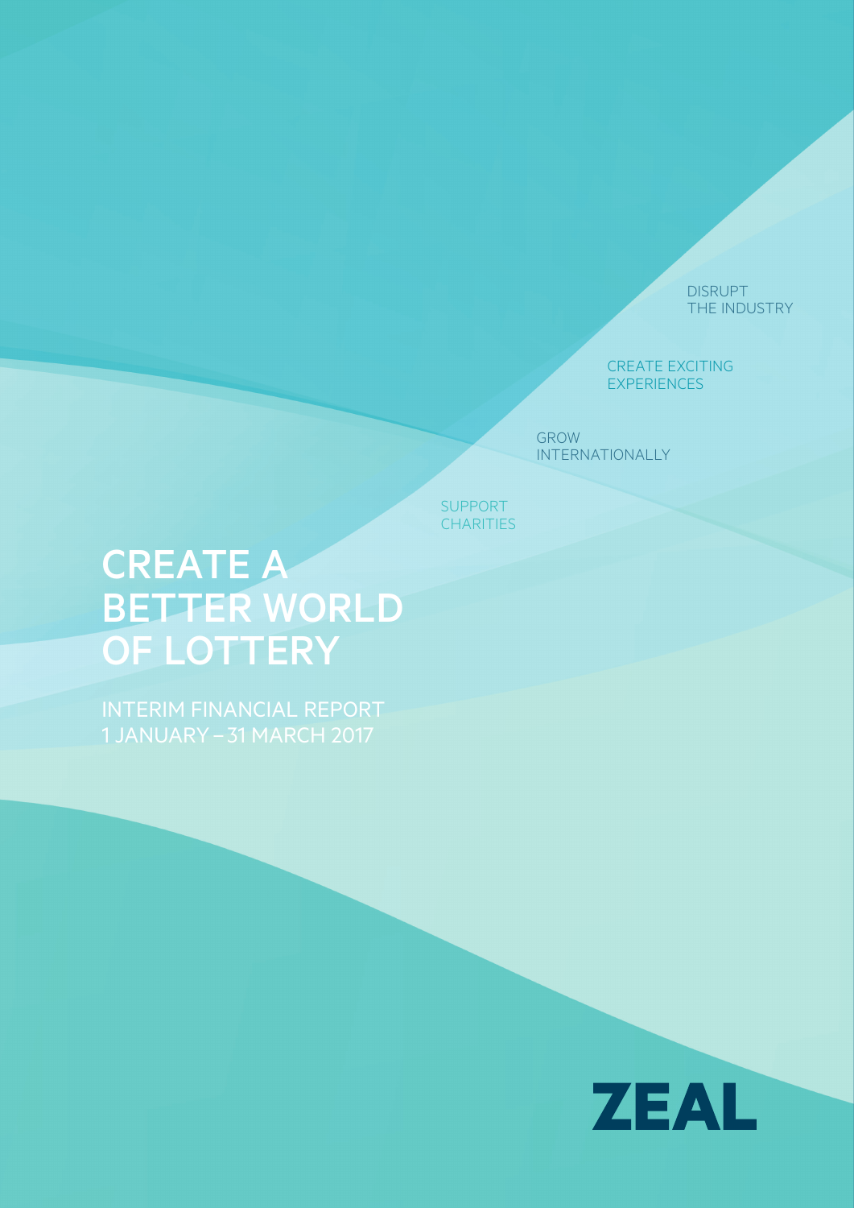DISRUPT THE INDUSTRY

CREATE EXCITING EXPERIENCES

GROW INTERNATIONALLY

SUPPORT CHARITIES

# CREATE A BETTER WORLD OF LOTTERY

INTERIM FINANCIAL REPORT
1 JANUARY – 31 MARCH 2017

ZEAL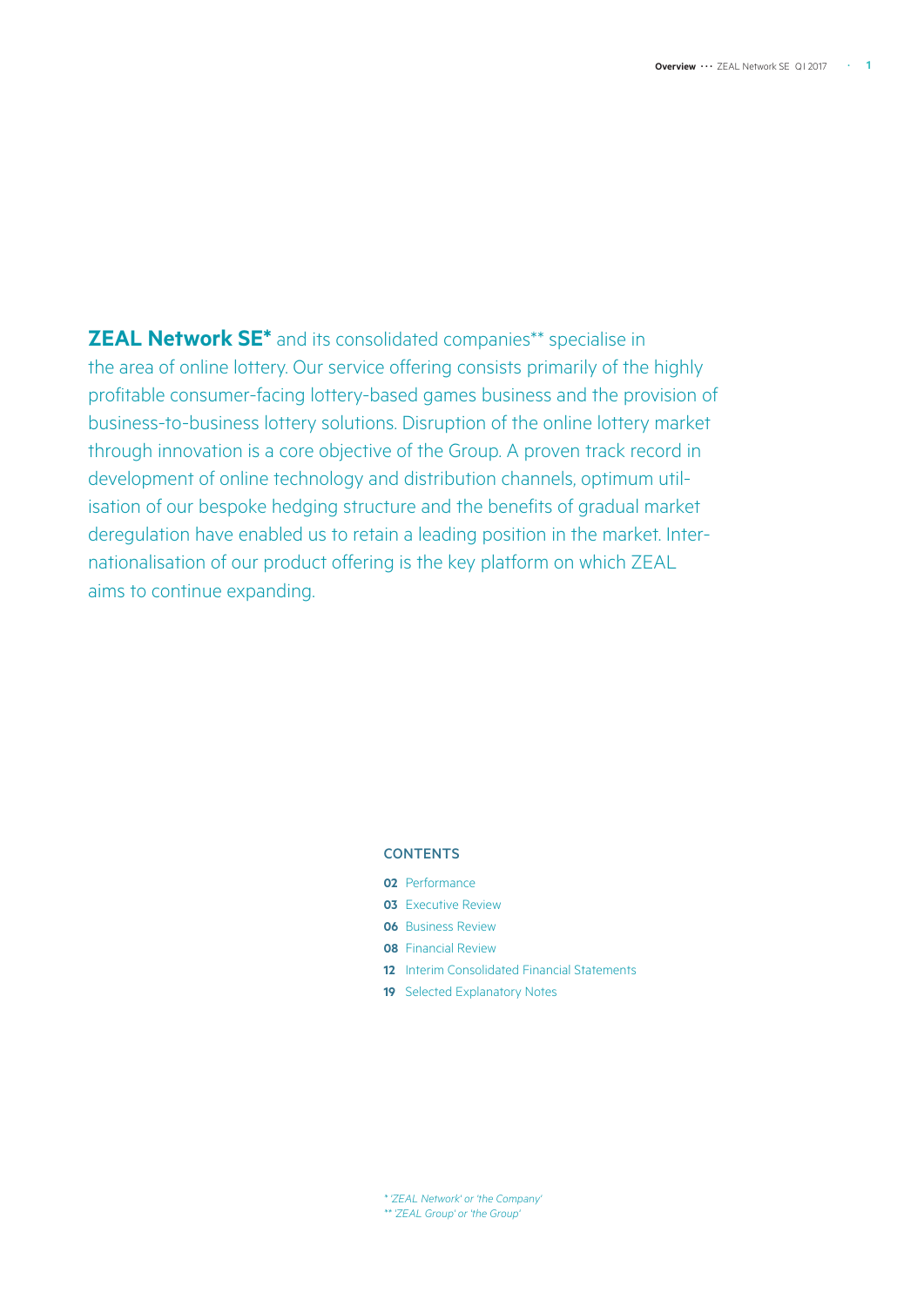**ZEAL Network SE*** and its consolidated companies** specialise in the area of online lottery. Our service offering consists primarily of the highly profitable consumer-facing lottery-based games business and the provision of business-to-business lottery solutions. Disruption of the online lottery market through innovation is a core objective of the Group. A proven track record in development of online technology and distribution channels, optimum utilisation of our bespoke hedging structure and the benefits of gradual market deregulation have enabled us to retain a leading position in the market. Internationalisation of our product offering is the key platform on which ZEAL aims to continue expanding.

## CONTENTS

**02** Performance
**03** Executive Review
**06** Business Review
**08** Financial Review
**12** Interim Consolidated Financial Statements
**19** Selected Explanatory Notes

*\* 'ZEAL Network' or 'the Company'*
*\*\* 'ZEAL Group' or 'the Group'*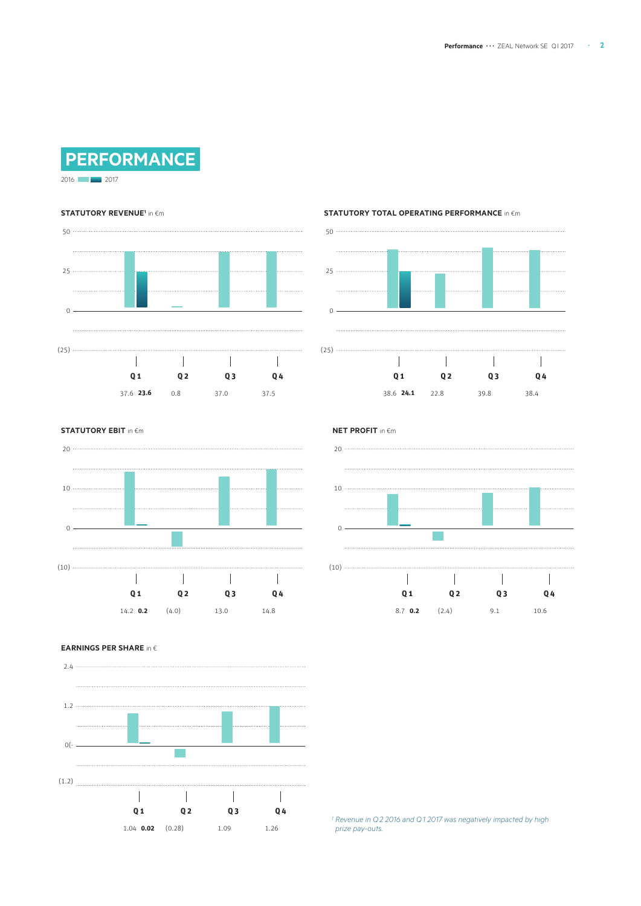# PERFORMANCE

2016 / 2017

### STATUTORY REVENUE[1] in €m

| | Q1 | Q2 | Q3 | Q4 |
|---|---|---|---|---|
| 2016 | 37.6 | 0.8 | 37.0 | 37.5 |
| 2017 | **23.6** | | | |

### STATUTORY TOTAL OPERATING PERFORMANCE in €m

| | Q1 | Q2 | Q3 | Q4 |
|---|---|---|---|---|
| 2016 | 38.6 | 22.8 | 39.8 | 38.4 |
| 2017 | **24.1** | | | |

### STATUTORY EBIT in €m

| | Q1 | Q2 | Q3 | Q4 |
|---|---|---|---|---|
| 2016 | 14.2 | (4.0) | 13.0 | 14.8 |
| 2017 | **0.2** | | | |

### NET PROFIT in €m

| | Q1 | Q2 | Q3 | Q4 |
|---|---|---|---|---|
| 2016 | 8.7 | (2.4) | 9.1 | 10.6 |
| 2017 | **0.2** | | | |

### EARNINGS PER SHARE in €

| | Q1 | Q2 | Q3 | Q4 |
|---|---|---|---|---|
| 2016 | 1.04 | (0.28) | 1.09 | 1.26 |
| 2017 | **0.02** | | | |

*[1] Revenue in Q2 2016 and Q1 2017 was negatively impacted by high prize pay-outs.*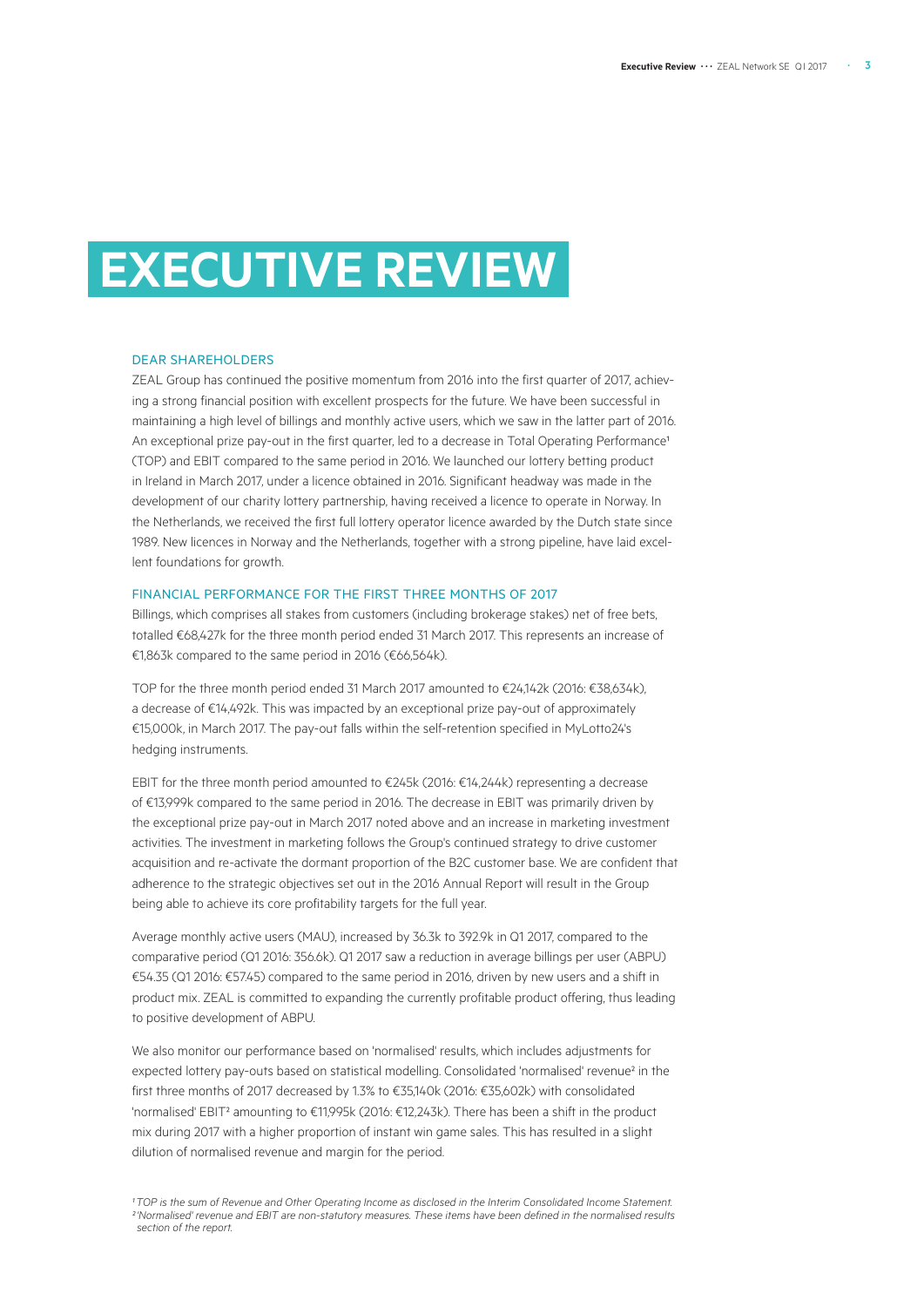# EXECUTIVE REVIEW

## DEAR SHAREHOLDERS

ZEAL Group has continued the positive momentum from 2016 into the first quarter of 2017, achieving a strong financial position with excellent prospects for the future. We have been successful in maintaining a high level of billings and monthly active users, which we saw in the latter part of 2016. An exceptional prize pay-out in the first quarter, led to a decrease in Total Operating Performance[1] (TOP) and EBIT compared to the same period in 2016. We launched our lottery betting product in Ireland in March 2017, under a licence obtained in 2016. Significant headway was made in the development of our charity lottery partnership, having received a licence to operate in Norway. In the Netherlands, we received the first full lottery operator licence awarded by the Dutch state since 1989. New licences in Norway and the Netherlands, together with a strong pipeline, have laid excellent foundations for growth.

## FINANCIAL PERFORMANCE FOR THE FIRST THREE MONTHS OF 2017

Billings, which comprises all stakes from customers (including brokerage stakes) net of free bets, totalled €68,427k for the three month period ended 31 March 2017. This represents an increase of €1,863k compared to the same period in 2016 (€66,564k).

TOP for the three month period ended 31 March 2017 amounted to €24,142k (2016: €38,634k), a decrease of €14,492k. This was impacted by an exceptional prize pay-out of approximately €15,000k, in March 2017. The pay-out falls within the self-retention specified in MyLotto24's hedging instruments.

EBIT for the three month period amounted to €245k (2016: €14,244k) representing a decrease of €13,999k compared to the same period in 2016. The decrease in EBIT was primarily driven by the exceptional prize pay-out in March 2017 noted above and an increase in marketing investment activities. The investment in marketing follows the Group's continued strategy to drive customer acquisition and re-activate the dormant proportion of the B2C customer base. We are confident that adherence to the strategic objectives set out in the 2016 Annual Report will result in the Group being able to achieve its core profitability targets for the full year.

Average monthly active users (MAU), increased by 36.3k to 392.9k in Q1 2017, compared to the comparative period (Q1 2016: 356.6k). Q1 2017 saw a reduction in average billings per user (ABPU) €54.35 (Q1 2016: €57.45) compared to the same period in 2016, driven by new users and a shift in product mix. ZEAL is committed to expanding the currently profitable product offering, thus leading to positive development of ABPU.

We also monitor our performance based on 'normalised' results, which includes adjustments for expected lottery pay-outs based on statistical modelling. Consolidated 'normalised' revenue[2] in the first three months of 2017 decreased by 1.3% to €35,140k (2016: €35,602k) with consolidated 'normalised' EBIT[2] amounting to €11,995k (2016: €12,243k). There has been a shift in the product mix during 2017 with a higher proportion of instant win game sales. This has resulted in a slight dilution of normalised revenue and margin for the period.

*[1] TOP is the sum of Revenue and Other Operating Income as disclosed in the Interim Consolidated Income Statement.*
*[2] 'Normalised' revenue and EBIT are non-statutory measures. These items have been defined in the normalised results section of the report.*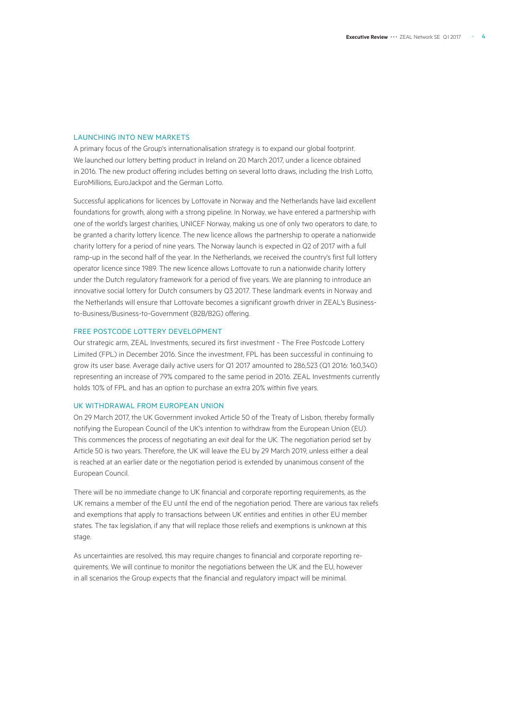## LAUNCHING INTO NEW MARKETS

A primary focus of the Group's internationalisation strategy is to expand our global footprint. We launched our lottery betting product in Ireland on 20 March 2017, under a licence obtained in 2016. The new product offering includes betting on several lotto draws, including the Irish Lotto, EuroMillions, EuroJackpot and the German Lotto.

Successful applications for licences by Lottovate in Norway and the Netherlands have laid excellent foundations for growth, along with a strong pipeline. In Norway, we have entered a partnership with one of the world's largest charities, UNICEF Norway, making us one of only two operators to date, to be granted a charity lottery licence. The new licence allows the partnership to operate a nationwide charity lottery for a period of nine years. The Norway launch is expected in Q2 of 2017 with a full ramp-up in the second half of the year. In the Netherlands, we received the country's first full lottery operator licence since 1989. The new licence allows Lottovate to run a nationwide charity lottery under the Dutch regulatory framework for a period of five years. We are planning to introduce an innovative social lottery for Dutch consumers by Q3 2017. These landmark events in Norway and the Netherlands will ensure that Lottovate becomes a significant growth driver in ZEAL's Business-to-Business/Business-to-Government (B2B/B2G) offering.

## FREE POSTCODE LOTTERY DEVELOPMENT

Our strategic arm, ZEAL Investments, secured its first investment - The Free Postcode Lottery Limited (FPL) in December 2016. Since the investment, FPL has been successful in continuing to grow its user base. Average daily active users for Q1 2017 amounted to 286,523 (Q1 2016: 160,340) representing an increase of 79% compared to the same period in 2016. ZEAL Investments currently holds 10% of FPL and has an option to purchase an extra 20% within five years.

## UK WITHDRAWAL FROM EUROPEAN UNION

On 29 March 2017, the UK Government invoked Article 50 of the Treaty of Lisbon, thereby formally notifying the European Council of the UK's intention to withdraw from the European Union (EU). This commences the process of negotiating an exit deal for the UK. The negotiation period set by Article 50 is two years. Therefore, the UK will leave the EU by 29 March 2019, unless either a deal is reached at an earlier date or the negotiation period is extended by unanimous consent of the European Council.

There will be no immediate change to UK financial and corporate reporting requirements, as the UK remains a member of the EU until the end of the negotiation period. There are various tax reliefs and exemptions that apply to transactions between UK entities and entities in other EU member states. The tax legislation, if any that will replace those reliefs and exemptions is unknown at this stage.

As uncertainties are resolved, this may require changes to financial and corporate reporting requirements. We will continue to monitor the negotiations between the UK and the EU, however in all scenarios the Group expects that the financial and regulatory impact will be minimal.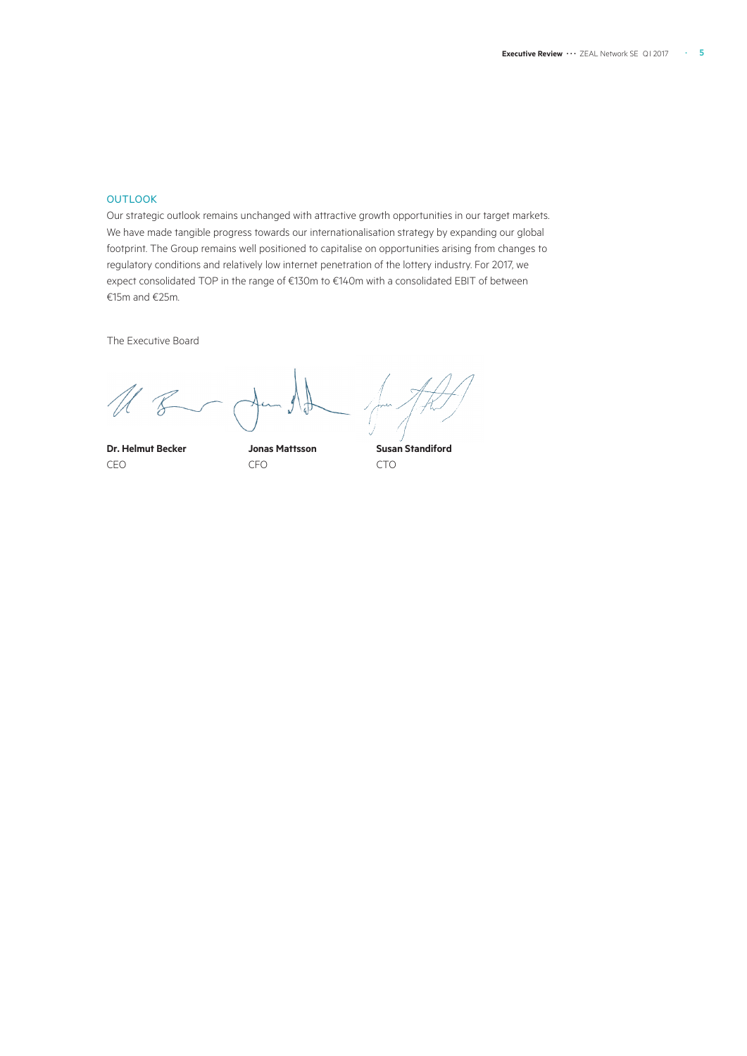## OUTLOOK

Our strategic outlook remains unchanged with attractive growth opportunities in our target markets. We have made tangible progress towards our internationalisation strategy by expanding our global footprint. The Group remains well positioned to capitalise on opportunities arising from changes to regulatory conditions and relatively low internet penetration of the lottery industry. For 2017, we expect consolidated TOP in the range of €130m to €140m with a consolidated EBIT of between €15m and €25m.

The Executive Board

| **Dr. Helmut Becker** | **Jonas Mattsson** | **Susan Standiford** |
|---|---|---|
| CEO | CFO | CTO |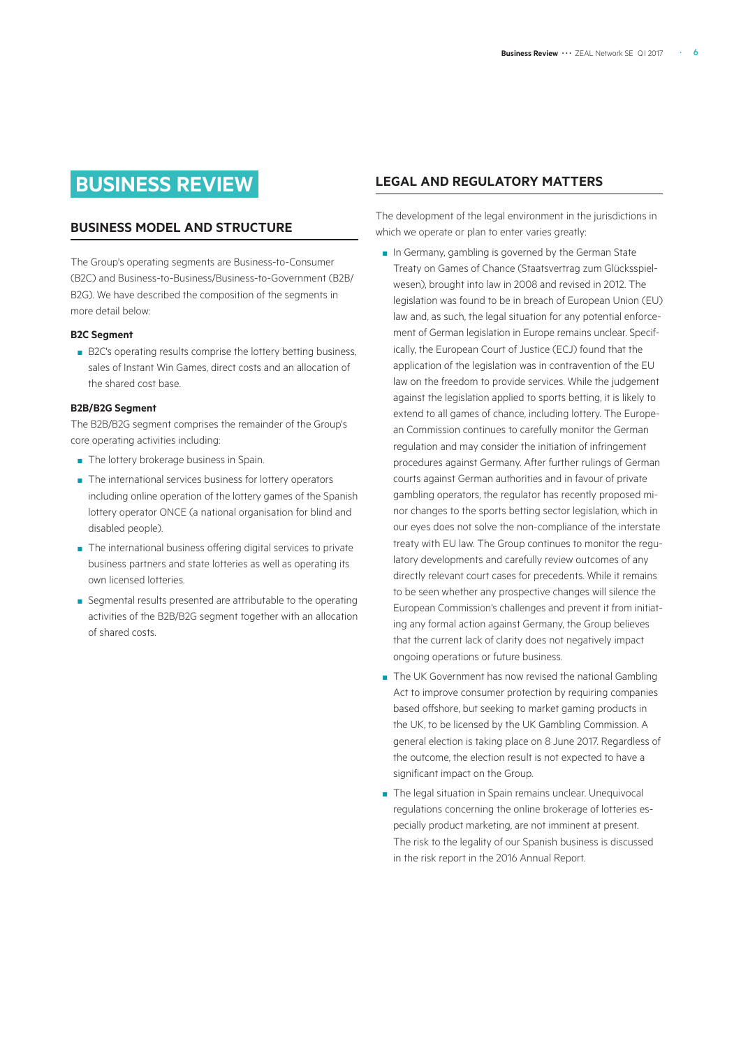# BUSINESS REVIEW

## BUSINESS MODEL AND STRUCTURE

The Group's operating segments are Business-to-Consumer (B2C) and Business-to-Business/Business-to-Government (B2B/B2G). We have described the composition of the segments in more detail below:

**B2C Segment**

- B2C's operating results comprise the lottery betting business, sales of Instant Win Games, direct costs and an allocation of the shared cost base.

**B2B/B2G Segment**

The B2B/B2G segment comprises the remainder of the Group's core operating activities including:

- The lottery brokerage business in Spain.
- The international services business for lottery operators including online operation of the lottery games of the Spanish lottery operator ONCE (a national organisation for blind and disabled people).
- The international business offering digital services to private business partners and state lotteries as well as operating its own licensed lotteries.
- Segmental results presented are attributable to the operating activities of the B2B/B2G segment together with an allocation of shared costs.

## LEGAL AND REGULATORY MATTERS

The development of the legal environment in the jurisdictions in which we operate or plan to enter varies greatly:

- In Germany, gambling is governed by the German State Treaty on Games of Chance (Staatsvertrag zum Glücksspielwesen), brought into law in 2008 and revised in 2012. The legislation was found to be in breach of European Union (EU) law and, as such, the legal situation for any potential enforcement of German legislation in Europe remains unclear. Specifically, the European Court of Justice (ECJ) found that the application of the legislation was in contravention of the EU law on the freedom to provide services. While the judgement against the legislation applied to sports betting, it is likely to extend to all games of chance, including lottery. The European Commission continues to carefully monitor the German regulation and may consider the initiation of infringement procedures against Germany. After further rulings of German courts against German authorities and in favour of private gambling operators, the regulator has recently proposed minor changes to the sports betting sector legislation, which in our eyes does not solve the non-compliance of the interstate treaty with EU law. The Group continues to monitor the regulatory developments and carefully review outcomes of any directly relevant court cases for precedents. While it remains to be seen whether any prospective changes will silence the European Commission's challenges and prevent it from initiating any formal action against Germany, the Group believes that the current lack of clarity does not negatively impact ongoing operations or future business.
- The UK Government has now revised the national Gambling Act to improve consumer protection by requiring companies based offshore, but seeking to market gaming products in the UK, to be licensed by the UK Gambling Commission. A general election is taking place on 8 June 2017. Regardless of the outcome, the election result is not expected to have a significant impact on the Group.
- The legal situation in Spain remains unclear. Unequivocal regulations concerning the online brokerage of lotteries especially product marketing, are not imminent at present. The risk to the legality of our Spanish business is discussed in the risk report in the 2016 Annual Report.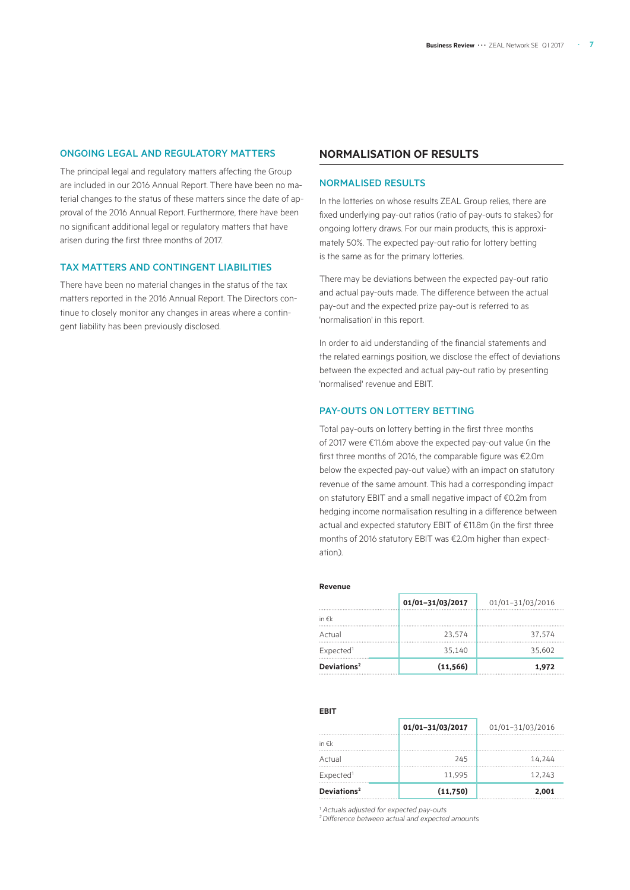### ONGOING LEGAL AND REGULATORY MATTERS

The principal legal and regulatory matters affecting the Group are included in our 2016 Annual Report. There have been no material changes to the status of these matters since the date of approval of the 2016 Annual Report. Furthermore, there have been no significant additional legal or regulatory matters that have arisen during the first three months of 2017.

### TAX MATTERS AND CONTINGENT LIABILITIES

There have been no material changes in the status of the tax matters reported in the 2016 Annual Report. The Directors continue to closely monitor any changes in areas where a contingent liability has been previously disclosed.

## NORMALISATION OF RESULTS

### NORMALISED RESULTS

In the lotteries on whose results ZEAL Group relies, there are fixed underlying pay-out ratios (ratio of pay-outs to stakes) for ongoing lottery draws. For our main products, this is approximately 50%. The expected pay-out ratio for lottery betting is the same as for the primary lotteries.

There may be deviations between the expected pay-out ratio and actual pay-outs made. The difference between the actual pay-out and the expected prize pay-out is referred to as 'normalisation' in this report.

In order to aid understanding of the financial statements and the related earnings position, we disclose the effect of deviations between the expected and actual pay-out ratio by presenting 'normalised' revenue and EBIT.

### PAY-OUTS ON LOTTERY BETTING

Total pay-outs on lottery betting in the first three months of 2017 were €11.6m above the expected pay-out value (in the first three months of 2016, the comparable figure was €2.0m below the expected pay-out value) with an impact on statutory revenue of the same amount. This had a corresponding impact on statutory EBIT and a small negative impact of €0.2m from hedging income normalisation resulting in a difference between actual and expected statutory EBIT of €11.8m (in the first three months of 2016 statutory EBIT was €2.0m higher than expectation).

**Revenue**

| in €k | **01/01–31/03/2017** | 01/01–31/03/2016 |
|---|---|---|
| Actual | 23,574 | 37,574 |
| Expected[1] | 35,140 | 35,602 |
| **Deviations[2]** | **(11,566)** | **1,972** |

**EBIT**

| in €k | **01/01–31/03/2017** | 01/01–31/03/2016 |
|---|---|---|
| Actual | 245 | 14,244 |
| Expected[1] | 11,995 | 12,243 |
| **Deviations[2]** | **(11,750)** | **2,001** |

[1] *Actuals adjusted for expected pay-outs*
[2] *Difference between actual and expected amounts*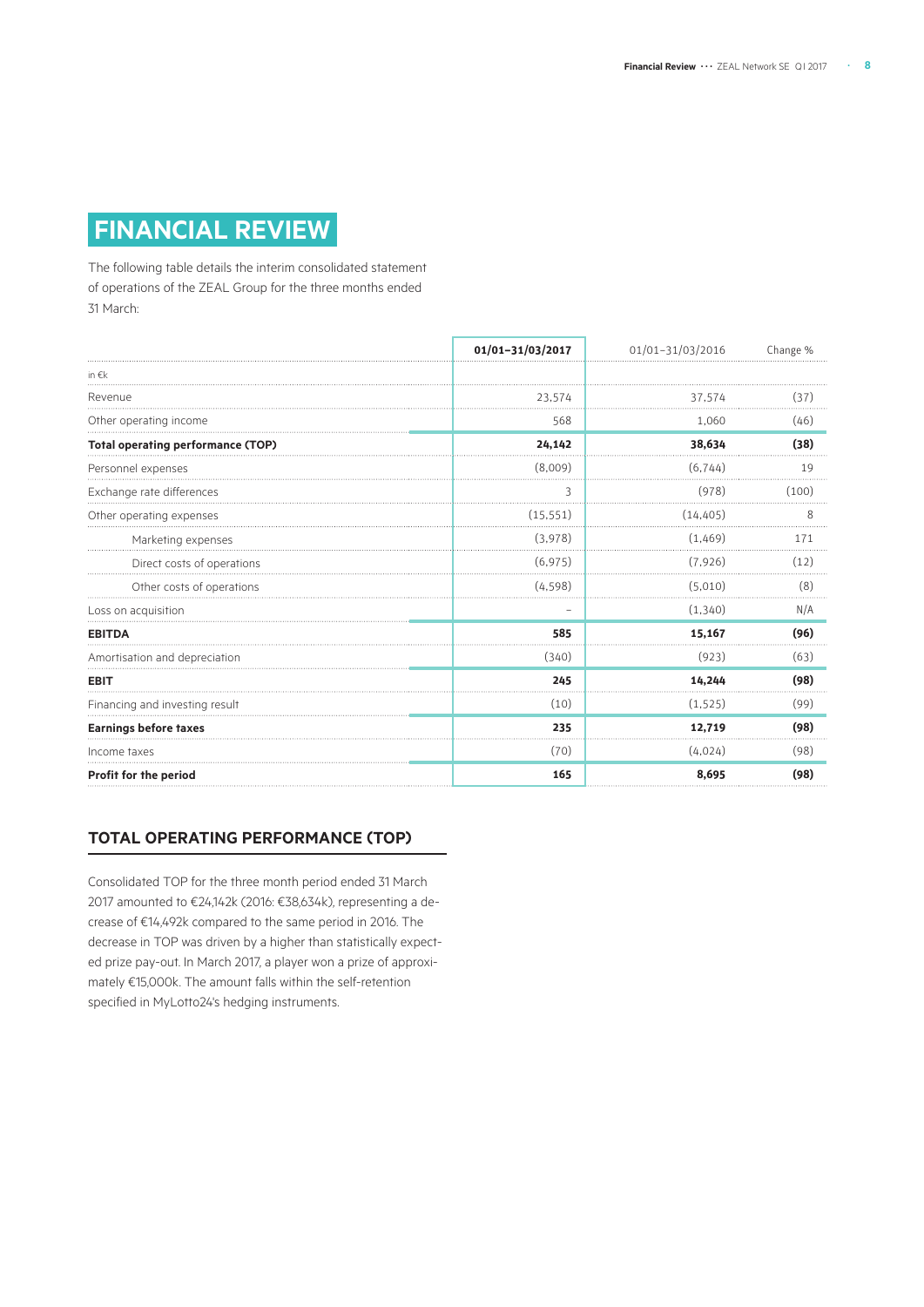# FINANCIAL REVIEW

The following table details the interim consolidated statement of operations of the ZEAL Group for the three months ended 31 March:

| in €k | **01/01–31/03/2017** | 01/01–31/03/2016 | Change % |
|---|---|---|---|
| Revenue | 23,574 | 37,574 | (37) |
| Other operating income | 568 | 1,060 | (46) |
| **Total operating performance (TOP)** | **24,142** | **38,634** | **(38)** |
| Personnel expenses | (8,009) | (6,744) | 19 |
| Exchange rate differences | 3 | (978) | (100) |
| Other operating expenses | (15,551) | (14,405) | 8 |
| Marketing expenses | (3,978) | (1,469) | 171 |
| Direct costs of operations | (6,975) | (7,926) | (12) |
| Other costs of operations | (4,598) | (5,010) | (8) |
| Loss on acquisition | – | (1,340) | N/A |
| **EBITDA** | **585** | **15,167** | **(96)** |
| Amortisation and depreciation | (340) | (923) | (63) |
| **EBIT** | **245** | **14,244** | **(98)** |
| Financing and investing result | (10) | (1,525) | (99) |
| **Earnings before taxes** | **235** | **12,719** | **(98)** |
| Income taxes | (70) | (4,024) | (98) |
| **Profit for the period** | **165** | **8,695** | **(98)** |

## TOTAL OPERATING PERFORMANCE (TOP)

Consolidated TOP for the three month period ended 31 March 2017 amounted to €24,142k (2016: €38,634k), representing a decrease of €14,492k compared to the same period in 2016. The decrease in TOP was driven by a higher than statistically expected prize pay-out. In March 2017, a player won a prize of approximately €15,000k. The amount falls within the self-retention specified in MyLotto24's hedging instruments.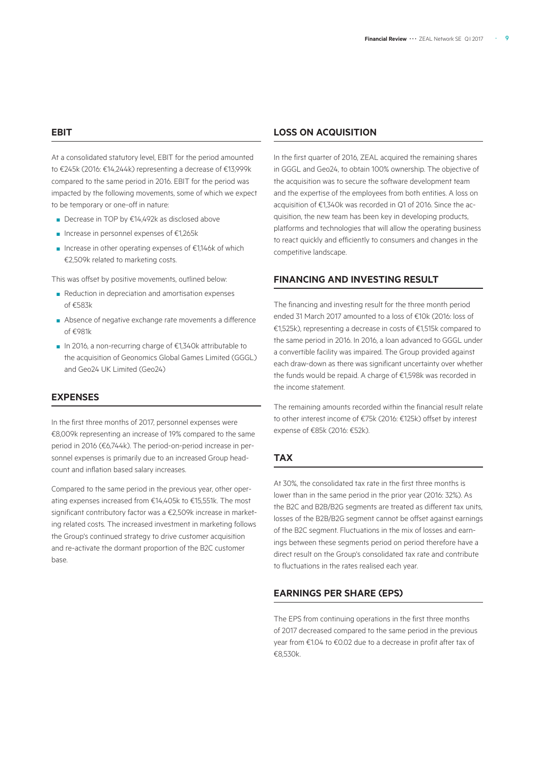## EBIT

At a consolidated statutory level, EBIT for the period amounted to €245k (2016: €14,244k) representing a decrease of €13,999k compared to the same period in 2016. EBIT for the period was impacted by the following movements, some of which we expect to be temporary or one-off in nature:

- Decrease in TOP by €14,492k as disclosed above
- Increase in personnel expenses of €1,265k
- Increase in other operating expenses of €1,146k of which €2,509k related to marketing costs.

This was offset by positive movements, outlined below:

- Reduction in depreciation and amortisation expenses of €583k
- Absence of negative exchange rate movements a difference of €981k
- In 2016, a non-recurring charge of €1,340k attributable to the acquisition of Geonomics Global Games Limited (GGGL) and Geo24 UK Limited (Geo24)

## EXPENSES

In the first three months of 2017, personnel expenses were €8,009k representing an increase of 19% compared to the same period in 2016 (€6,744k). The period-on-period increase in personnel expenses is primarily due to an increased Group headcount and inflation based salary increases.

Compared to the same period in the previous year, other operating expenses increased from €14,405k to €15,551k. The most significant contributory factor was a €2,509k increase in marketing related costs. The increased investment in marketing follows the Group's continued strategy to drive customer acquisition and re-activate the dormant proportion of the B2C customer base.

## LOSS ON ACQUISITION

In the first quarter of 2016, ZEAL acquired the remaining shares in GGGL and Geo24, to obtain 100% ownership. The objective of the acquisition was to secure the software development team and the expertise of the employees from both entities. A loss on acquisition of €1,340k was recorded in Q1 of 2016. Since the acquisition, the new team has been key in developing products, platforms and technologies that will allow the operating business to react quickly and efficiently to consumers and changes in the competitive landscape.

## FINANCING AND INVESTING RESULT

The financing and investing result for the three month period ended 31 March 2017 amounted to a loss of €10k (2016: loss of €1,525k), representing a decrease in costs of €1,515k compared to the same period in 2016. In 2016, a loan advanced to GGGL under a convertible facility was impaired. The Group provided against each draw-down as there was significant uncertainty over whether the funds would be repaid. A charge of €1,598k was recorded in the income statement.

The remaining amounts recorded within the financial result relate to other interest income of €75k (2016: €125k) offset by interest expense of €85k (2016: €52k).

## TAX

At 30%, the consolidated tax rate in the first three months is lower than in the same period in the prior year (2016: 32%). As the B2C and B2B/B2G segments are treated as different tax units, losses of the B2B/B2G segment cannot be offset against earnings of the B2C segment. Fluctuations in the mix of losses and earnings between these segments period on period therefore have a direct result on the Group's consolidated tax rate and contribute to fluctuations in the rates realised each year.

## EARNINGS PER SHARE (EPS)

The EPS from continuing operations in the first three months of 2017 decreased compared to the same period in the previous year from €1.04 to €0.02 due to a decrease in profit after tax of €8,530k.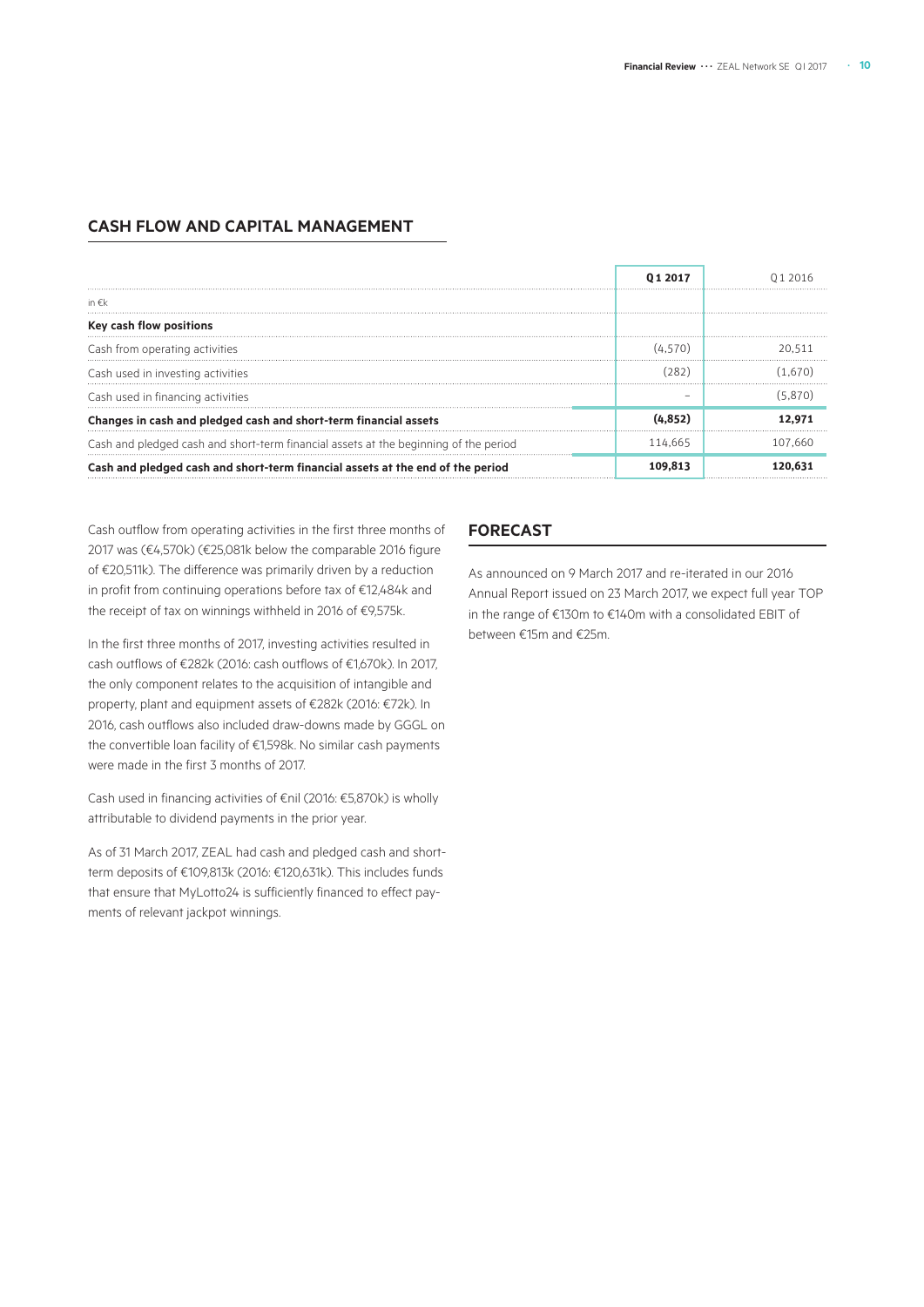## CASH FLOW AND CAPITAL MANAGEMENT

| in €k | Q1 2017 | Q1 2016 |
|---|---|---|
| **Key cash flow positions** | | |
| Cash from operating activities | (4,570) | 20,511 |
| Cash used in investing activities | (282) | (1,670) |
| Cash used in financing activities | – | (5,870) |
| **Changes in cash and pledged cash and short-term financial assets** | **(4,852)** | **12,971** |
| Cash and pledged cash and short-term financial assets at the beginning of the period | 114,665 | 107,660 |
| **Cash and pledged cash and short-term financial assets at the end of the period** | **109,813** | **120,631** |

Cash outflow from operating activities in the first three months of 2017 was (€4,570k) (€25,081k below the comparable 2016 figure of €20,511k). The difference was primarily driven by a reduction in profit from continuing operations before tax of €12,484k and the receipt of tax on winnings withheld in 2016 of €9,575k.

In the first three months of 2017, investing activities resulted in cash outflows of €282k (2016: cash outflows of €1,670k). In 2017, the only component relates to the acquisition of intangible and property, plant and equipment assets of €282k (2016: €72k). In 2016, cash outflows also included draw-downs made by GGGL on the convertible loan facility of €1,598k. No similar cash payments were made in the first 3 months of 2017.

Cash used in financing activities of €nil (2016: €5,870k) is wholly attributable to dividend payments in the prior year.

As of 31 March 2017, ZEAL had cash and pledged cash and short-term deposits of €109,813k (2016: €120,631k). This includes funds that ensure that MyLotto24 is sufficiently financed to effect payments of relevant jackpot winnings.

## FORECAST

As announced on 9 March 2017 and re-iterated in our 2016 Annual Report issued on 23 March 2017, we expect full year TOP in the range of €130m to €140m with a consolidated EBIT of between €15m and €25m.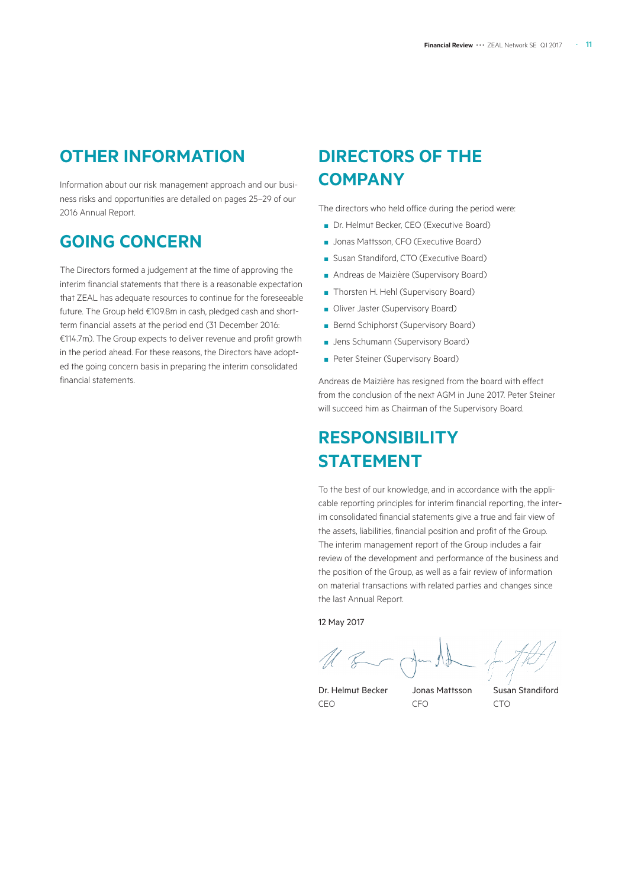## OTHER INFORMATION

Information about our risk management approach and our business risks and opportunities are detailed on pages 25–29 of our 2016 Annual Report.

## GOING CONCERN

The Directors formed a judgement at the time of approving the interim financial statements that there is a reasonable expectation that ZEAL has adequate resources to continue for the foreseeable future. The Group held €109.8m in cash, pledged cash and short-term financial assets at the period end (31 December 2016: €114.7m). The Group expects to deliver revenue and profit growth in the period ahead. For these reasons, the Directors have adopted the going concern basis in preparing the interim consolidated financial statements.

## DIRECTORS OF THE COMPANY

The directors who held office during the period were:

- Dr. Helmut Becker, CEO (Executive Board)
- Jonas Mattsson, CFO (Executive Board)
- Susan Standiford, CTO (Executive Board)
- Andreas de Maizière (Supervisory Board)
- Thorsten H. Hehl (Supervisory Board)
- Oliver Jaster (Supervisory Board)
- Bernd Schiphorst (Supervisory Board)
- Jens Schumann (Supervisory Board)
- Peter Steiner (Supervisory Board)

Andreas de Maizière has resigned from the board with effect from the conclusion of the next AGM in June 2017. Peter Steiner will succeed him as Chairman of the Supervisory Board.

## RESPONSIBILITY STATEMENT

To the best of our knowledge, and in accordance with the applicable reporting principles for interim financial reporting, the interim consolidated financial statements give a true and fair view of the assets, liabilities, financial position and profit of the Group. The interim management report of the Group includes a fair review of the development and performance of the business and the position of the Group, as well as a fair review of information on material transactions with related parties and changes since the last Annual Report.

12 May 2017

| Dr. Helmut Becker | Jonas Mattsson | Susan Standiford |
|---|---|---|
| CEO | CFO | CTO |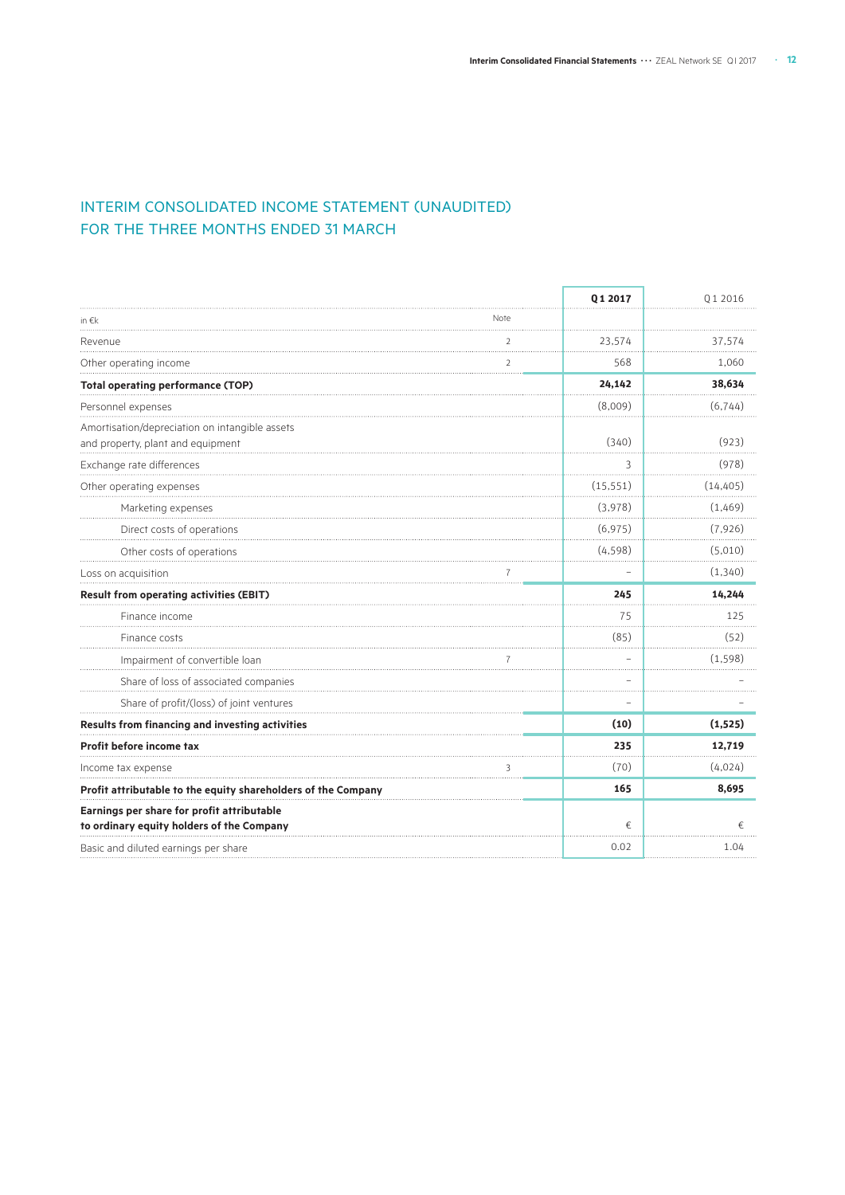## INTERIM CONSOLIDATED INCOME STATEMENT (UNAUDITED) FOR THE THREE MONTHS ENDED 31 MARCH

| in €k | Note | Q1 2017 | Q1 2016 |
|---|---|---|---|
| Revenue | 2 | 23,574 | 37,574 |
| Other operating income | 2 | 568 | 1,060 |
| **Total operating performance (TOP)** | | **24,142** | **38,634** |
| Personnel expenses | | (8,009) | (6,744) |
| Amortisation/depreciation on intangible assets and property, plant and equipment | | (340) | (923) |
| Exchange rate differences | | 3 | (978) |
| Other operating expenses | | (15,551) | (14,405) |
| Marketing expenses | | (3,978) | (1,469) |
| Direct costs of operations | | (6,975) | (7,926) |
| Other costs of operations | | (4,598) | (5,010) |
| Loss on acquisition | 7 | – | (1,340) |
| **Result from operating activities (EBIT)** | | **245** | **14,244** |
| Finance income | | 75 | 125 |
| Finance costs | | (85) | (52) |
| Impairment of convertible loan | 7 | – | (1,598) |
| Share of loss of associated companies | | – | – |
| Share of profit/(loss) of joint ventures | | – | – |
| **Results from financing and investing activities** | | **(10)** | **(1,525)** |
| **Profit before income tax** | | **235** | **12,719** |
| Income tax expense | 3 | (70) | (4,024) |
| **Profit attributable to the equity shareholders of the Company** | | **165** | **8,695** |
| **Earnings per share for profit attributable to ordinary equity holders of the Company** | | € | € |
| Basic and diluted earnings per share | | 0.02 | 1.04 |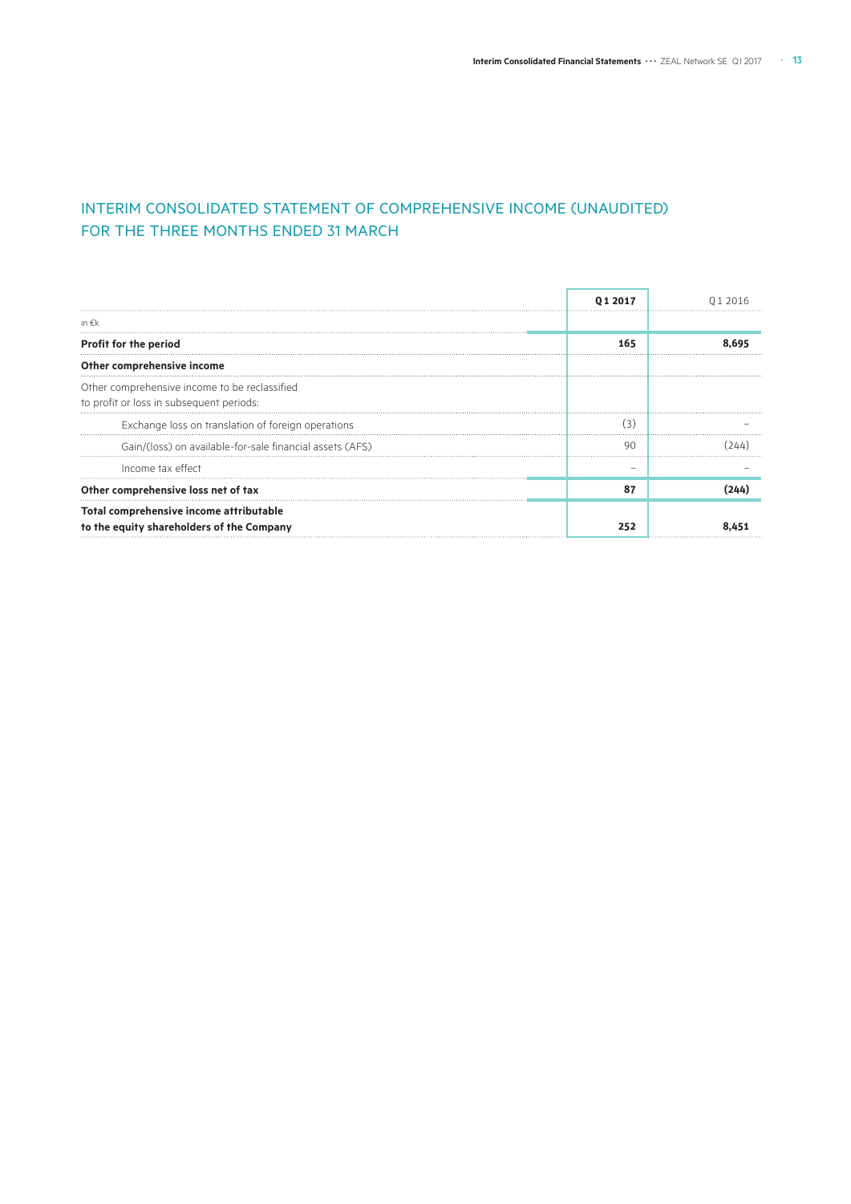## INTERIM CONSOLIDATED STATEMENT OF COMPREHENSIVE INCOME (UNAUDITED) FOR THE THREE MONTHS ENDED 31 MARCH

| in €k | Q 1 2017 | Q 1 2016 |
|---|---|---|
| **Profit for the period** | **165** | **8,695** |
| **Other comprehensive income** | | |
| Other comprehensive income to be reclassified to profit or loss in subsequent periods: | | |
| Exchange loss on translation of foreign operations | (3) | – |
| Gain/(loss) on available-for-sale financial assets (AFS) | 90 | (244) |
| Income tax effect | – | – |
| **Other comprehensive loss net of tax** | **87** | **(244)** |
| **Total comprehensive income attributable to the equity shareholders of the Company** | **252** | **8,451** |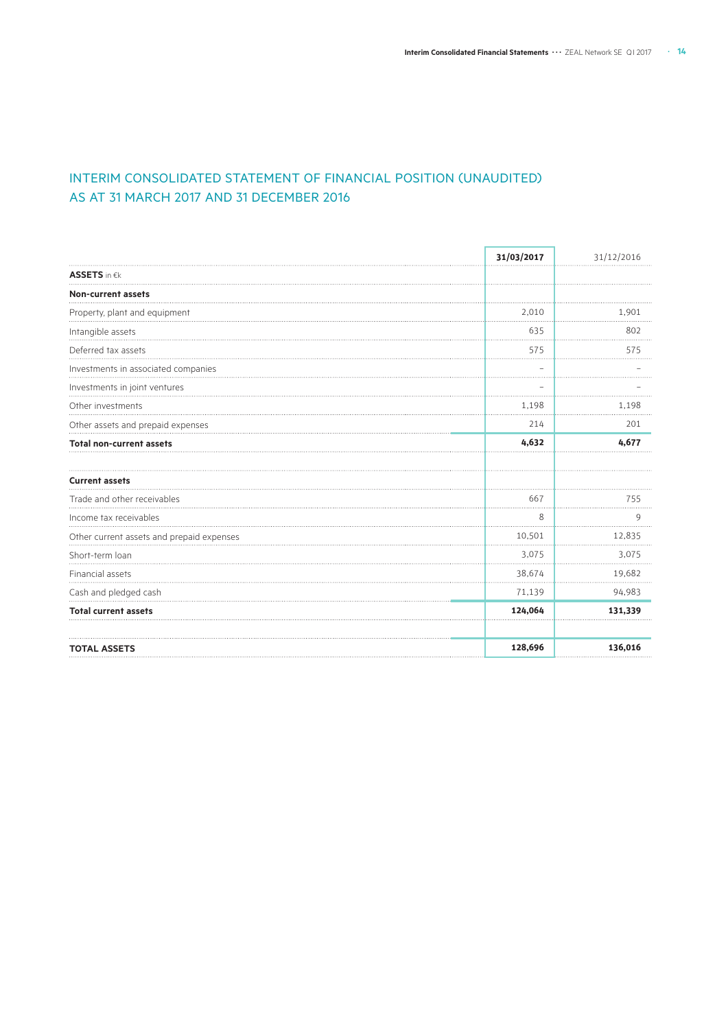# INTERIM CONSOLIDATED STATEMENT OF FINANCIAL POSITION (UNAUDITED) AS AT 31 MARCH 2017 AND 31 DECEMBER 2016

| | 31/03/2017 | 31/12/2016 |
|---|---|---|
| **ASSETS** in €k | | |
| **Non-current assets** | | |
| Property, plant and equipment | 2,010 | 1,901 |
| Intangible assets | 635 | 802 |
| Deferred tax assets | 575 | 575 |
| Investments in associated companies | – | – |
| Investments in joint ventures | – | – |
| Other investments | 1,198 | 1,198 |
| Other assets and prepaid expenses | 214 | 201 |
| **Total non-current assets** | **4,632** | **4,677** |
| | | |
| **Current assets** | | |
| Trade and other receivables | 667 | 755 |
| Income tax receivables | 8 | 9 |
| Other current assets and prepaid expenses | 10,501 | 12,835 |
| Short-term loan | 3,075 | 3,075 |
| Financial assets | 38,674 | 19,682 |
| Cash and pledged cash | 71,139 | 94,983 |
| **Total current assets** | **124,064** | **131,339** |
| | | |
| **TOTAL ASSETS** | **128,696** | **136,016** |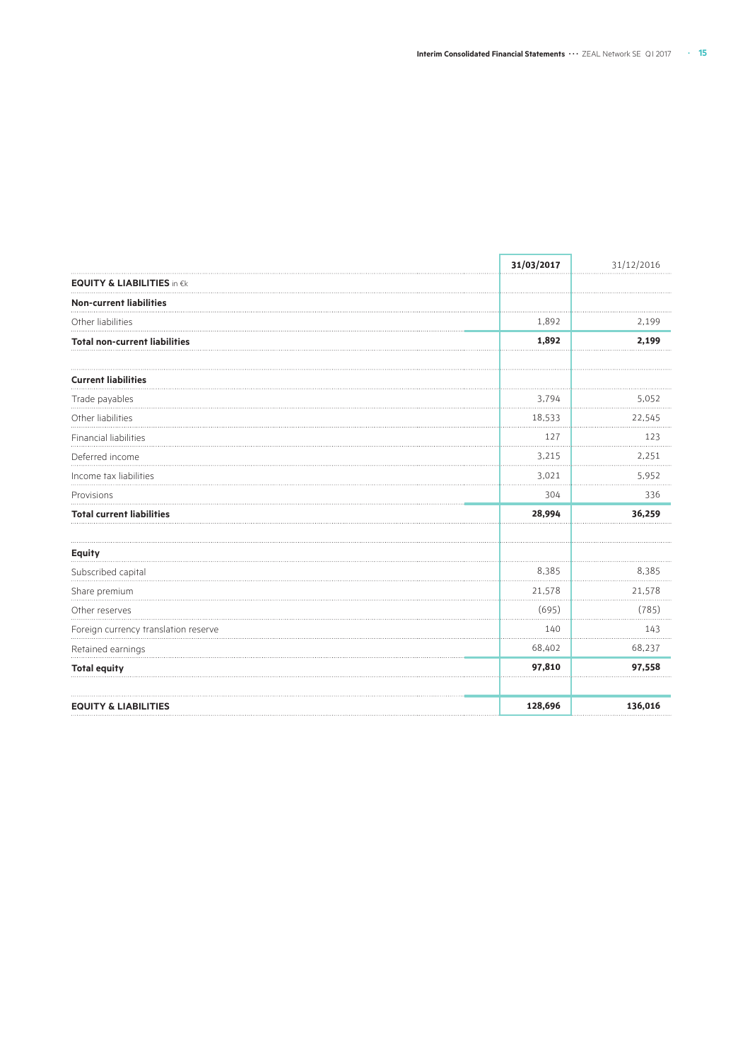| EQUITY & LIABILITIES in €k | 31/03/2017 | 31/12/2016 |
| --- | --- | --- |
| **Non-current liabilities** | | |
| Other liabilities | 1,892 | 2,199 |
| **Total non-current liabilities** | **1,892** | **2,199** |
| | | |
| **Current liabilities** | | |
| Trade payables | 3,794 | 5,052 |
| Other liabilities | 18,533 | 22,545 |
| Financial liabilities | 127 | 123 |
| Deferred income | 3,215 | 2,251 |
| Income tax liabilities | 3,021 | 5,952 |
| Provisions | 304 | 336 |
| **Total current liabilities** | **28,994** | **36,259** |
| | | |
| **Equity** | | |
| Subscribed capital | 8,385 | 8,385 |
| Share premium | 21,578 | 21,578 |
| Other reserves | (695) | (785) |
| Foreign currency translation reserve | 140 | 143 |
| Retained earnings | 68,402 | 68,237 |
| **Total equity** | **97,810** | **97,558** |
| | | |
| **EQUITY & LIABILITIES** | **128,696** | **136,016** |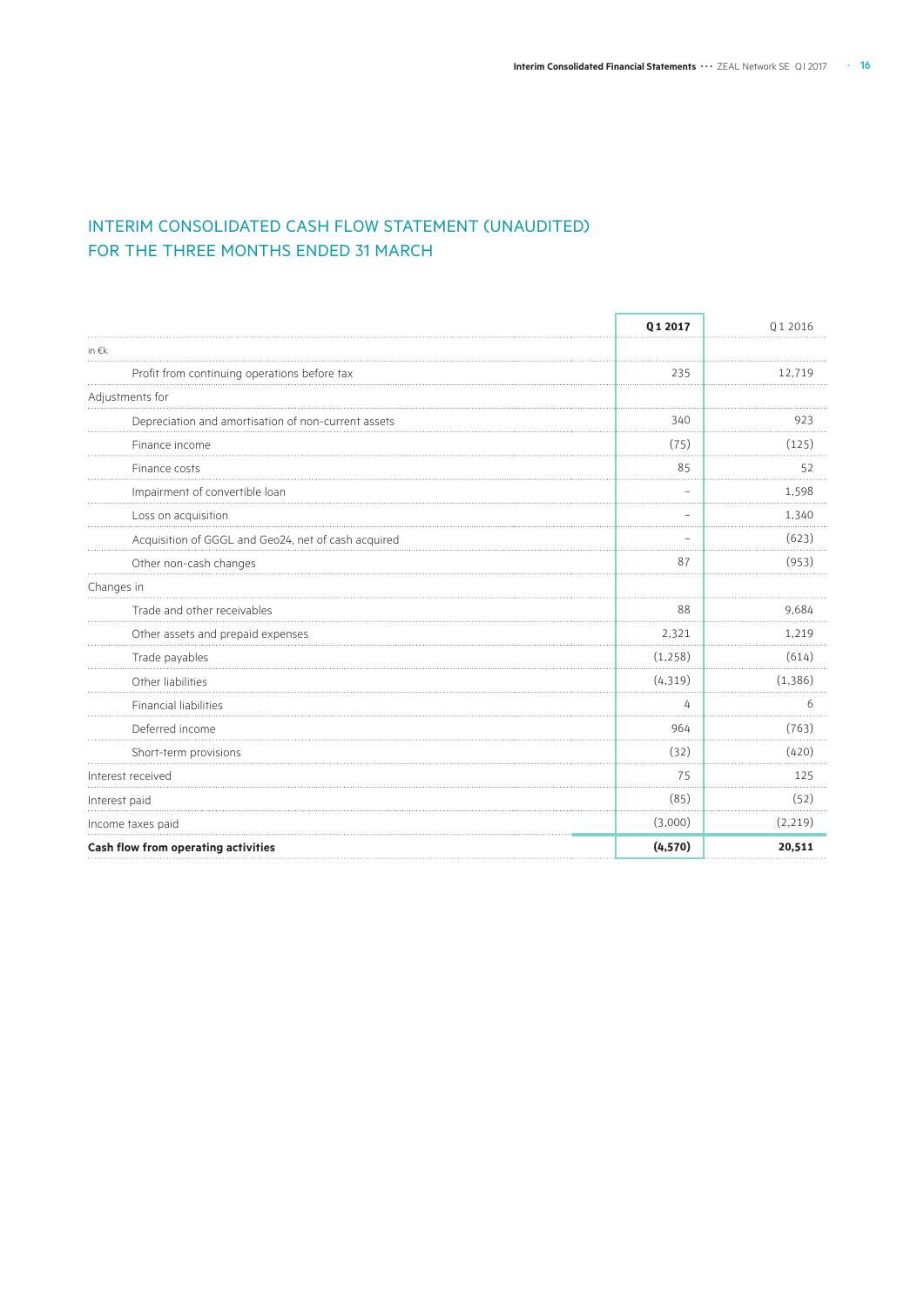# INTERIM CONSOLIDATED CASH FLOW STATEMENT (UNAUDITED) FOR THE THREE MONTHS ENDED 31 MARCH

| | **Q 1 2017** | Q 1 2016 |
|---|---|---|
| in €k | | |
| Profit from continuing operations before tax | 235 | 12,719 |
| Adjustments for | | |
| Depreciation and amortisation of non-current assets | 340 | 923 |
| Finance income | (75) | (125) |
| Finance costs | 85 | 52 |
| Impairment of convertible loan | – | 1,598 |
| Loss on acquisition | – | 1,340 |
| Acquisition of GGGL and Geo24, net of cash acquired | – | (623) |
| Other non-cash changes | 87 | (953) |
| Changes in | | |
| Trade and other receivables | 88 | 9,684 |
| Other assets and prepaid expenses | 2,321 | 1,219 |
| Trade payables | (1,258) | (614) |
| Other liabilities | (4,319) | (1,386) |
| Financial liabilities | 4 | 6 |
| Deferred income | 964 | (763) |
| Short-term provisions | (32) | (420) |
| Interest received | 75 | 125 |
| Interest paid | (85) | (52) |
| Income taxes paid | (3,000) | (2,219) |
| **Cash flow from operating activities** | **(4,570)** | **20,511** |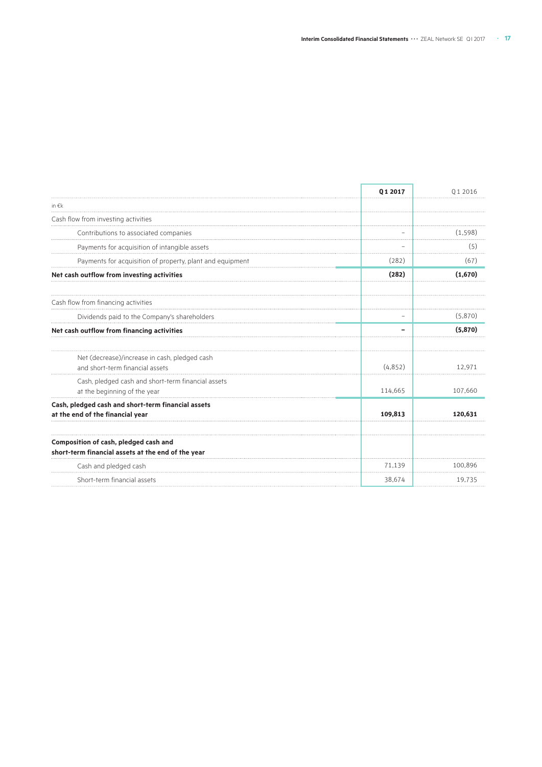| in €k | Q1 2017 | Q1 2016 |
|---|---|---|
| Cash flow from investing activities | | |
| Contributions to associated companies | – | (1,598) |
| Payments for acquisition of intangible assets | – | (5) |
| Payments for acquisition of property, plant and equipment | (282) | (67) |
| **Net cash outflow from investing activities** | **(282)** | **(1,670)** |
| | | |
| Cash flow from financing activities | | |
| Dividends paid to the Company's shareholders | – | (5,870) |
| **Net cash outflow from financing activities** | **–** | **(5,870)** |
| | | |
| Net (decrease)/increase in cash, pledged cash and short-term financial assets | (4,852) | 12,971 |
| Cash, pledged cash and short-term financial assets at the beginning of the year | 114,665 | 107,660 |
| **Cash, pledged cash and short-term financial assets at the end of the financial year** | **109,813** | **120,631** |
| | | |
| **Composition of cash, pledged cash and short-term financial assets at the end of the year** | | |
| Cash and pledged cash | 71,139 | 100,896 |
| Short-term financial assets | 38,674 | 19,735 |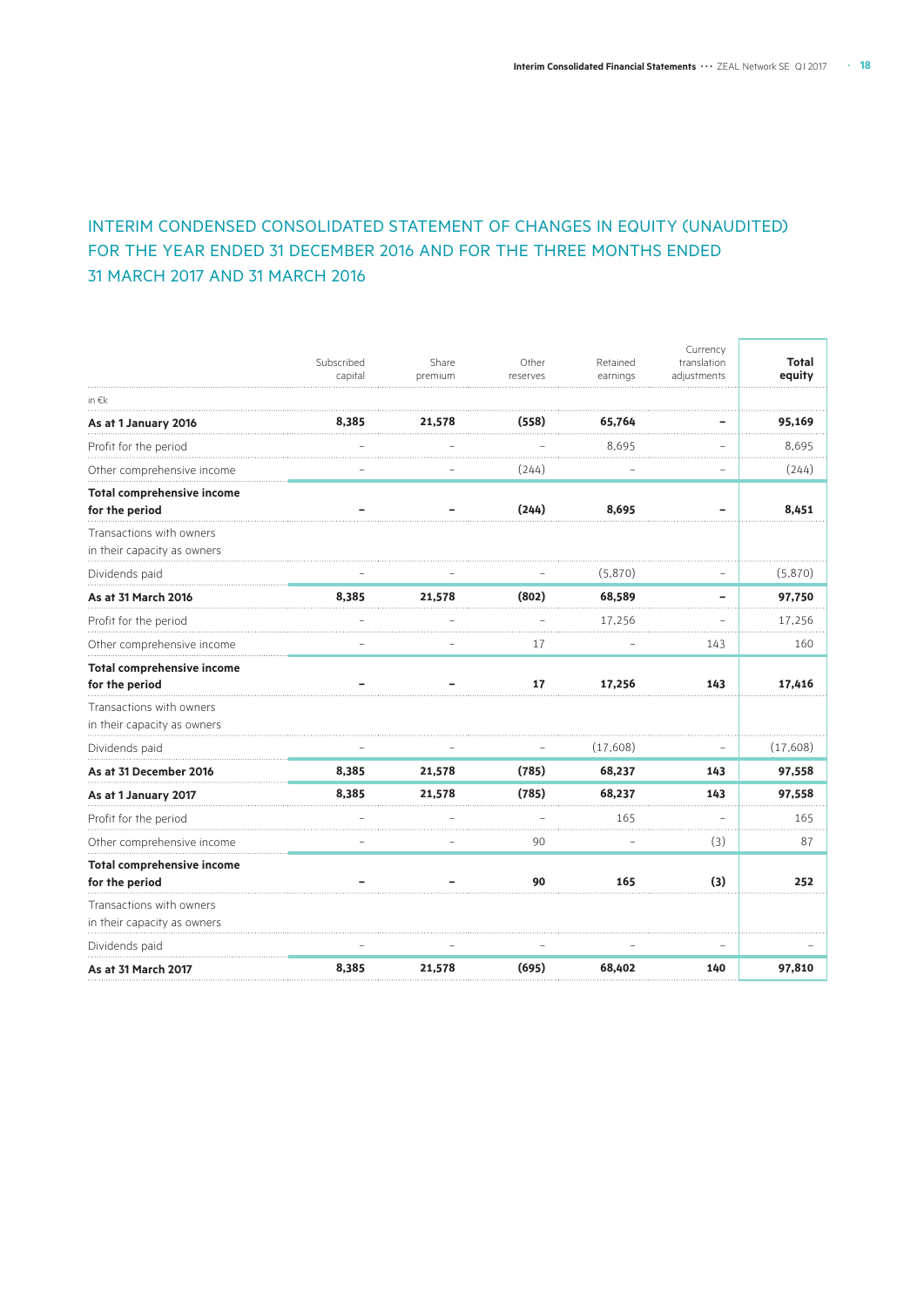# INTERIM CONDENSED CONSOLIDATED STATEMENT OF CHANGES IN EQUITY (UNAUDITED) FOR THE YEAR ENDED 31 DECEMBER 2016 AND FOR THE THREE MONTHS ENDED 31 MARCH 2017 AND 31 MARCH 2016

| in €k | Subscribed capital | Share premium | Other reserves | Retained earnings | Currency translation adjustments | **Total equity** |
|---|---|---|---|---|---|---|
| **As at 1 January 2016** | **8,385** | **21,578** | **(558)** | **65,764** | **–** | **95,169** |
| Profit for the period | – | – | – | 8,695 | – | 8,695 |
| Other comprehensive income | – | – | (244) | – | – | (244) |
| **Total comprehensive income for the period** | **–** | **–** | **(244)** | **8,695** | **–** | **8,451** |
| Transactions with owners in their capacity as owners | | | | | | |
| Dividends paid | – | – | – | (5,870) | – | (5,870) |
| **As at 31 March 2016** | **8,385** | **21,578** | **(802)** | **68,589** | **–** | **97,750** |
| Profit for the period | – | – | – | 17,256 | – | 17,256 |
| Other comprehensive income | – | – | 17 | – | 143 | 160 |
| **Total comprehensive income for the period** | **–** | **–** | **17** | **17,256** | **143** | **17,416** |
| Transactions with owners in their capacity as owners | | | | | | |
| Dividends paid | – | – | – | (17,608) | – | (17,608) |
| **As at 31 December 2016** | **8,385** | **21,578** | **(785)** | **68,237** | **143** | **97,558** |
| **As at 1 January 2017** | **8,385** | **21,578** | **(785)** | **68,237** | **143** | **97,558** |
| Profit for the period | – | – | – | 165 | – | 165 |
| Other comprehensive income | – | – | 90 | – | (3) | 87 |
| **Total comprehensive income for the period** | **–** | **–** | **90** | **165** | **(3)** | **252** |
| Transactions with owners in their capacity as owners | | | | | | |
| Dividends paid | – | – | – | – | – | – |
| **As at 31 March 2017** | **8,385** | **21,578** | **(695)** | **68,402** | **140** | **97,810** |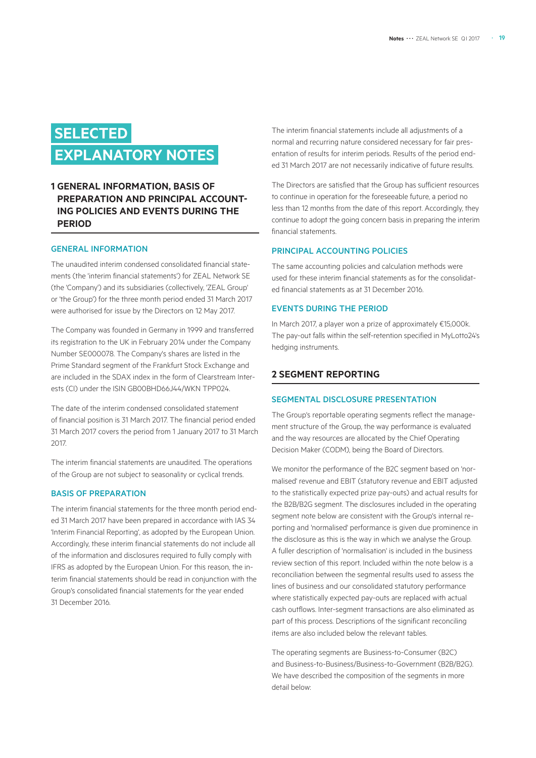# SELECTED EXPLANATORY NOTES

## 1 GENERAL INFORMATION, BASIS OF PREPARATION AND PRINCIPAL ACCOUNTING POLICIES AND EVENTS DURING THE PERIOD

### GENERAL INFORMATION

The unaudited interim condensed consolidated financial statements (the 'interim financial statements') for ZEAL Network SE (the 'Company') and its subsidiaries (collectively, 'ZEAL Group' or 'the Group') for the three month period ended 31 March 2017 were authorised for issue by the Directors on 12 May 2017.

The Company was founded in Germany in 1999 and transferred its registration to the UK in February 2014 under the Company Number SE000078. The Company's shares are listed in the Prime Standard segment of the Frankfurt Stock Exchange and are included in the SDAX index in the form of Clearstream Interests (CI) under the ISIN GB00BHD66J44/WKN TPP024.

The date of the interim condensed consolidated statement of financial position is 31 March 2017. The financial period ended 31 March 2017 covers the period from 1 January 2017 to 31 March 2017.

The interim financial statements are unaudited. The operations of the Group are not subject to seasonality or cyclical trends.

### BASIS OF PREPARATION

The interim financial statements for the three month period ended 31 March 2017 have been prepared in accordance with IAS 34 'Interim Financial Reporting', as adopted by the European Union. Accordingly, these interim financial statements do not include all of the information and disclosures required to fully comply with IFRS as adopted by the European Union. For this reason, the interim financial statements should be read in conjunction with the Group's consolidated financial statements for the year ended 31 December 2016.

The interim financial statements include all adjustments of a normal and recurring nature considered necessary for fair presentation of results for interim periods. Results of the period ended 31 March 2017 are not necessarily indicative of future results.

The Directors are satisfied that the Group has sufficient resources to continue in operation for the foreseeable future, a period no less than 12 months from the date of this report. Accordingly, they continue to adopt the going concern basis in preparing the interim financial statements.

### PRINCIPAL ACCOUNTING POLICIES

The same accounting policies and calculation methods were used for these interim financial statements as for the consolidated financial statements as at 31 December 2016.

### EVENTS DURING THE PERIOD

In March 2017, a player won a prize of approximately €15,000k. The pay-out falls within the self-retention specified in MyLotto24's hedging instruments.

## 2 SEGMENT REPORTING

### SEGMENTAL DISCLOSURE PRESENTATION

The Group's reportable operating segments reflect the management structure of the Group, the way performance is evaluated and the way resources are allocated by the Chief Operating Decision Maker (CODM), being the Board of Directors.

We monitor the performance of the B2C segment based on 'normalised' revenue and EBIT (statutory revenue and EBIT adjusted to the statistically expected prize pay-outs) and actual results for the B2B/B2G segment. The disclosures included in the operating segment note below are consistent with the Group's internal reporting and 'normalised' performance is given due prominence in the disclosure as this is the way in which we analyse the Group. A fuller description of 'normalisation' is included in the business review section of this report. Included within the note below is a reconciliation between the segmental results used to assess the lines of business and our consolidated statutory performance where statistically expected pay-outs are replaced with actual cash outflows. Inter-segment transactions are also eliminated as part of this process. Descriptions of the significant reconciling items are also included below the relevant tables.

The operating segments are Business-to-Consumer (B2C) and Business-to-Business/Business-to-Government (B2B/B2G). We have described the composition of the segments in more detail below: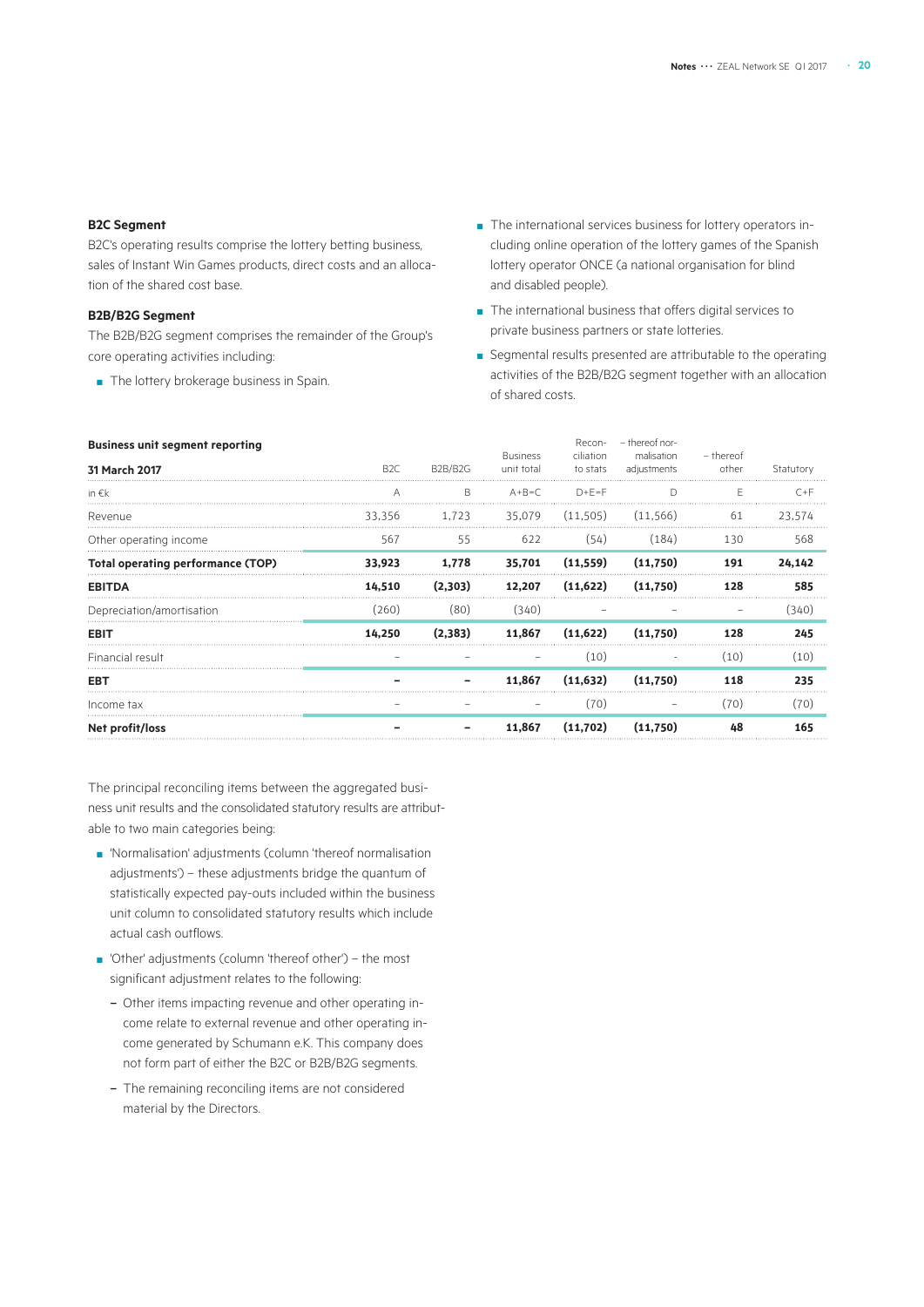### B2C Segment

B2C's operating results comprise the lottery betting business, sales of Instant Win Games products, direct costs and an allocation of the shared cost base.

### B2B/B2G Segment

The B2B/B2G segment comprises the remainder of the Group's core operating activities including:

- The lottery brokerage business in Spain.
- The international services business for lottery operators including online operation of the lottery games of the Spanish lottery operator ONCE (a national organisation for blind and disabled people).
- The international business that offers digital services to private business partners or state lotteries.
- Segmental results presented are attributable to the operating activities of the B2B/B2G segment together with an allocation of shared costs.

**Business unit segment reporting**

| 31 March 2017 | B2C | B2B/B2G | Business unit total | Reconciliation to stats | – thereof normalisation adjustments | – thereof other | Statutory |
|---|---|---|---|---|---|---|---|
| in €k | A | B | A+B=C | D+E=F | D | E | C+F |
| Revenue | 33,356 | 1,723 | 35,079 | (11,505) | (11,566) | 61 | 23,574 |
| Other operating income | 567 | 55 | 622 | (54) | (184) | 130 | 568 |
| **Total operating performance (TOP)** | **33,923** | **1,778** | **35,701** | **(11,559)** | **(11,750)** | **191** | **24,142** |
| **EBITDA** | **14,510** | **(2,303)** | **12,207** | **(11,622)** | **(11,750)** | **128** | **585** |
| Depreciation/amortisation | (260) | (80) | (340) | – | – | – | (340) |
| **EBIT** | **14,250** | **(2,383)** | **11,867** | **(11,622)** | **(11,750)** | **128** | **245** |
| Financial result | – | – | – | (10) | – | (10) | (10) |
| **EBT** | **–** | **–** | **11,867** | **(11,632)** | **(11,750)** | **118** | **235** |
| Income tax | – | – | – | (70) | – | (70) | (70) |
| **Net profit/loss** | **–** | **–** | **11,867** | **(11,702)** | **(11,750)** | **48** | **165** |

The principal reconciling items between the aggregated business unit results and the consolidated statutory results are attributable to two main categories being:

- 'Normalisation' adjustments (column 'thereof normalisation adjustments') – these adjustments bridge the quantum of statistically expected pay-outs included within the business unit column to consolidated statutory results which include actual cash outflows.
- 'Other' adjustments (column 'thereof other') – the most significant adjustment relates to the following:
  - Other items impacting revenue and other operating income relate to external revenue and other operating income generated by Schumann e.K. This company does not form part of either the B2C or B2B/B2G segments.
  - The remaining reconciling items are not considered material by the Directors.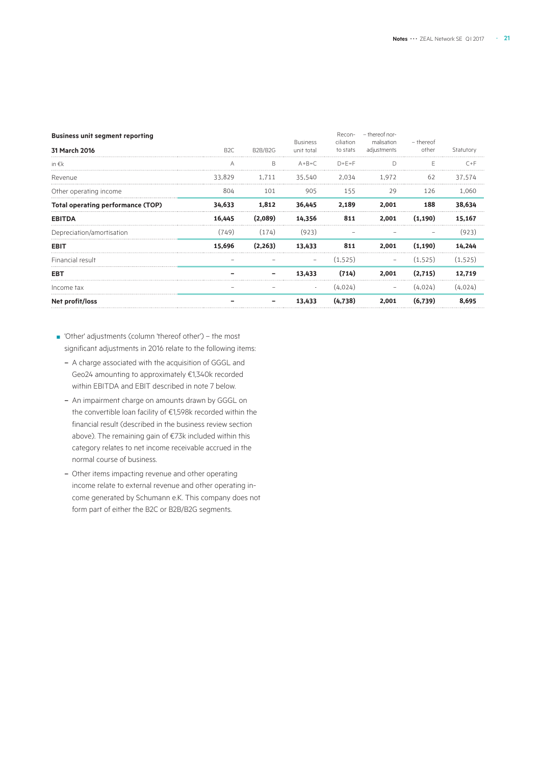**Business unit segment reporting**

| 31 March 2016 | B2C | B2B/B2G | Business unit total | Recon-ciliation to stats | – thereof nor-malisation adjustments | – thereof other | Statutory |
|---|---|---|---|---|---|---|---|
| in €k | A | B | A+B=C | D+E=F | D | E | C+F |
| Revenue | 33,829 | 1,711 | 35,540 | 2,034 | 1,972 | 62 | 37,574 |
| Other operating income | 804 | 101 | 905 | 155 | 29 | 126 | 1,060 |
| **Total operating performance (TOP)** | **34,633** | **1,812** | **36,445** | **2,189** | **2,001** | **188** | **38,634** |
| **EBITDA** | **16,445** | **(2,089)** | **14,356** | **811** | **2,001** | **(1,190)** | **15,167** |
| Depreciation/amortisation | (749) | (174) | (923) | – | – | – | (923) |
| **EBIT** | **15,696** | **(2,263)** | **13,433** | **811** | **2,001** | **(1,190)** | **14,244** |
| Financial result | – | – | – | (1,525) | – | (1,525) | (1,525) |
| **EBT** | **–** | **–** | **13,433** | **(714)** | **2,001** | **(2,715)** | **12,719** |
| Income tax | – | – | - | (4,024) | – | (4,024) | (4,024) |
| **Net profit/loss** | **–** | **–** | **13,433** | **(4,738)** | **2,001** | **(6,739)** | **8,695** |

- 'Other' adjustments (column 'thereof other') – the most significant adjustments in 2016 relate to the following items:
  - A charge associated with the acquisition of GGGL and Geo24 amounting to approximately €1,340k recorded within EBITDA and EBIT described in note 7 below.
  - An impairment charge on amounts drawn by GGGL on the convertible loan facility of €1,598k recorded within the financial result (described in the business review section above). The remaining gain of €73k included within this category relates to net income receivable accrued in the normal course of business.
  - Other items impacting revenue and other operating income relate to external revenue and other operating income generated by Schumann e.K. This company does not form part of either the B2C or B2B/B2G segments.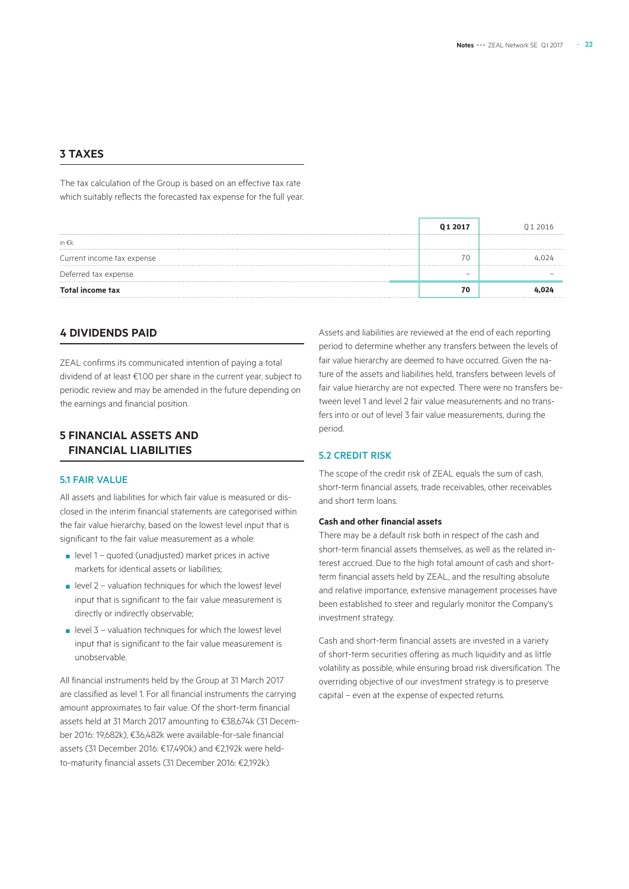## 3 TAXES

The tax calculation of the Group is based on an effective tax rate which suitably reflects the forecasted tax expense for the full year.

| in €k | Q1 2017 | Q1 2016 |
|---|---|---|
| Current income tax expense | 70 | 4,024 |
| Deferred tax expense | – | – |
| **Total income tax** | **70** | **4,024** |

## 4 DIVIDENDS PAID

ZEAL confirms its communicated intention of paying a total dividend of at least €1.00 per share in the current year, subject to periodic review and may be amended in the future depending on the earnings and financial position.

## 5 FINANCIAL ASSETS AND FINANCIAL LIABILITIES

### 5.1 FAIR VALUE

All assets and liabilities for which fair value is measured or disclosed in the interim financial statements are categorised within the fair value hierarchy, based on the lowest level input that is significant to the fair value measurement as a whole:

- level 1 – quoted (unadjusted) market prices in active markets for identical assets or liabilities;
- level 2 – valuation techniques for which the lowest level input that is significant to the fair value measurement is directly or indirectly observable;
- level 3 – valuation techniques for which the lowest level input that is significant to the fair value measurement is unobservable.

All financial instruments held by the Group at 31 March 2017 are classified as level 1. For all financial instruments the carrying amount approximates to fair value. Of the short-term financial assets held at 31 March 2017 amounting to €38,674k (31 December 2016: 19,682k), €36,482k were available-for-sale financial assets (31 December 2016: €17,490k) and €2,192k were held-to-maturity financial assets (31 December 2016: €2,192k).

Assets and liabilities are reviewed at the end of each reporting period to determine whether any transfers between the levels of fair value hierarchy are deemed to have occurred. Given the nature of the assets and liabilities held, transfers between levels of fair value hierarchy are not expected. There were no transfers between level 1 and level 2 fair value measurements and no transfers into or out of level 3 fair value measurements, during the period.

### 5.2 CREDIT RISK

The scope of the credit risk of ZEAL equals the sum of cash, short-term financial assets, trade receivables, other receivables and short term loans.

**Cash and other financial assets**

There may be a default risk both in respect of the cash and short-term financial assets themselves, as well as the related interest accrued. Due to the high total amount of cash and short-term financial assets held by ZEAL, and the resulting absolute and relative importance, extensive management processes have been established to steer and regularly monitor the Company's investment strategy.

Cash and short-term financial assets are invested in a variety of short-term securities offering as much liquidity and as little volatility as possible, while ensuring broad risk diversification. The overriding objective of our investment strategy is to preserve capital – even at the expense of expected returns.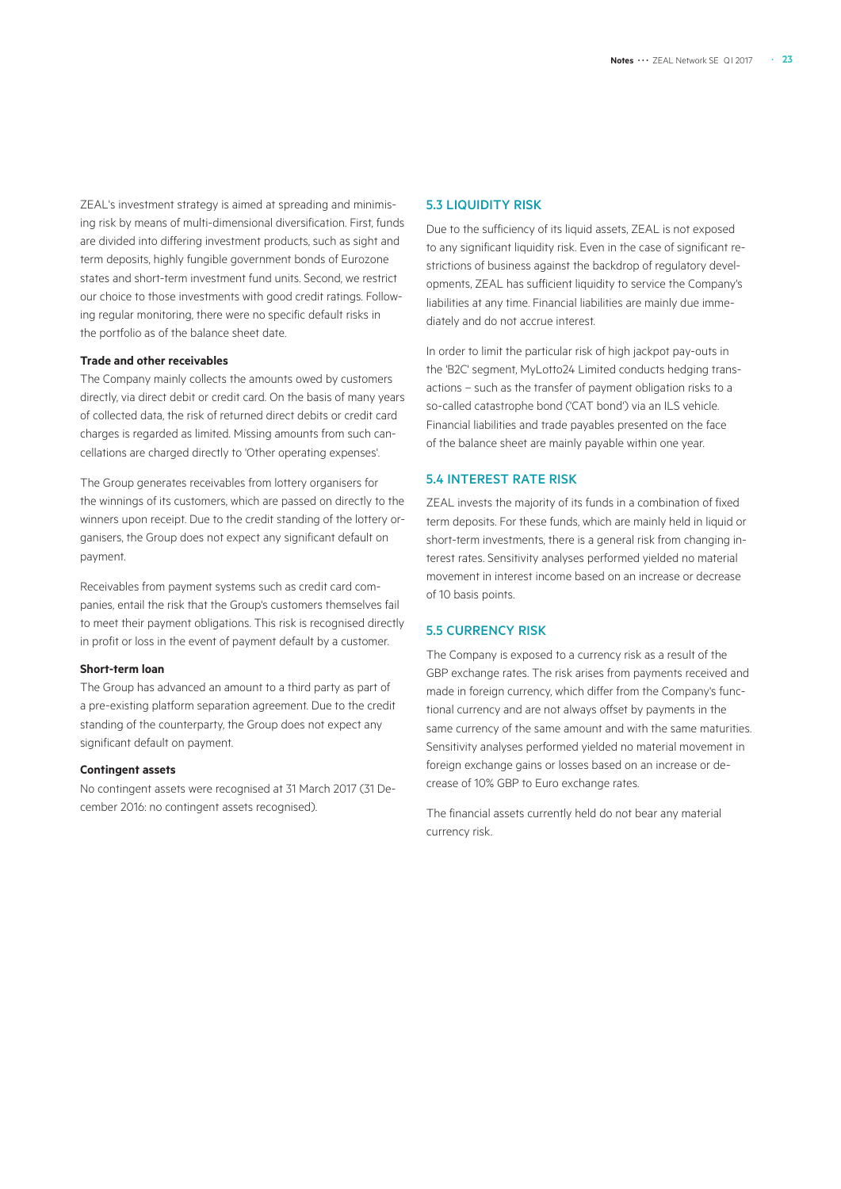ZEAL's investment strategy is aimed at spreading and minimising risk by means of multi-dimensional diversification. First, funds are divided into differing investment products, such as sight and term deposits, highly fungible government bonds of Eurozone states and short-term investment fund units. Second, we restrict our choice to those investments with good credit ratings. Following regular monitoring, there were no specific default risks in the portfolio as of the balance sheet date.

**Trade and other receivables**

The Company mainly collects the amounts owed by customers directly, via direct debit or credit card. On the basis of many years of collected data, the risk of returned direct debits or credit card charges is regarded as limited. Missing amounts from such cancellations are charged directly to 'Other operating expenses'.

The Group generates receivables from lottery organisers for the winnings of its customers, which are passed on directly to the winners upon receipt. Due to the credit standing of the lottery organisers, the Group does not expect any significant default on payment.

Receivables from payment systems such as credit card companies, entail the risk that the Group's customers themselves fail to meet their payment obligations. This risk is recognised directly in profit or loss in the event of payment default by a customer.

**Short-term loan**

The Group has advanced an amount to a third party as part of a pre-existing platform separation agreement. Due to the credit standing of the counterparty, the Group does not expect any significant default on payment.

**Contingent assets**

No contingent assets were recognised at 31 March 2017 (31 December 2016: no contingent assets recognised).

## 5.3 LIQUIDITY RISK

Due to the sufficiency of its liquid assets, ZEAL is not exposed to any significant liquidity risk. Even in the case of significant restrictions of business against the backdrop of regulatory developments, ZEAL has sufficient liquidity to service the Company's liabilities at any time. Financial liabilities are mainly due immediately and do not accrue interest.

In order to limit the particular risk of high jackpot pay-outs in the 'B2C' segment, MyLotto24 Limited conducts hedging transactions – such as the transfer of payment obligation risks to a so-called catastrophe bond ('CAT bond') via an ILS vehicle. Financial liabilities and trade payables presented on the face of the balance sheet are mainly payable within one year.

## 5.4 INTEREST RATE RISK

ZEAL invests the majority of its funds in a combination of fixed term deposits. For these funds, which are mainly held in liquid or short-term investments, there is a general risk from changing interest rates. Sensitivity analyses performed yielded no material movement in interest income based on an increase or decrease of 10 basis points.

## 5.5 CURRENCY RISK

The Company is exposed to a currency risk as a result of the GBP exchange rates. The risk arises from payments received and made in foreign currency, which differ from the Company's functional currency and are not always offset by payments in the same currency of the same amount and with the same maturities. Sensitivity analyses performed yielded no material movement in foreign exchange gains or losses based on an increase or decrease of 10% GBP to Euro exchange rates.

The financial assets currently held do not bear any material currency risk.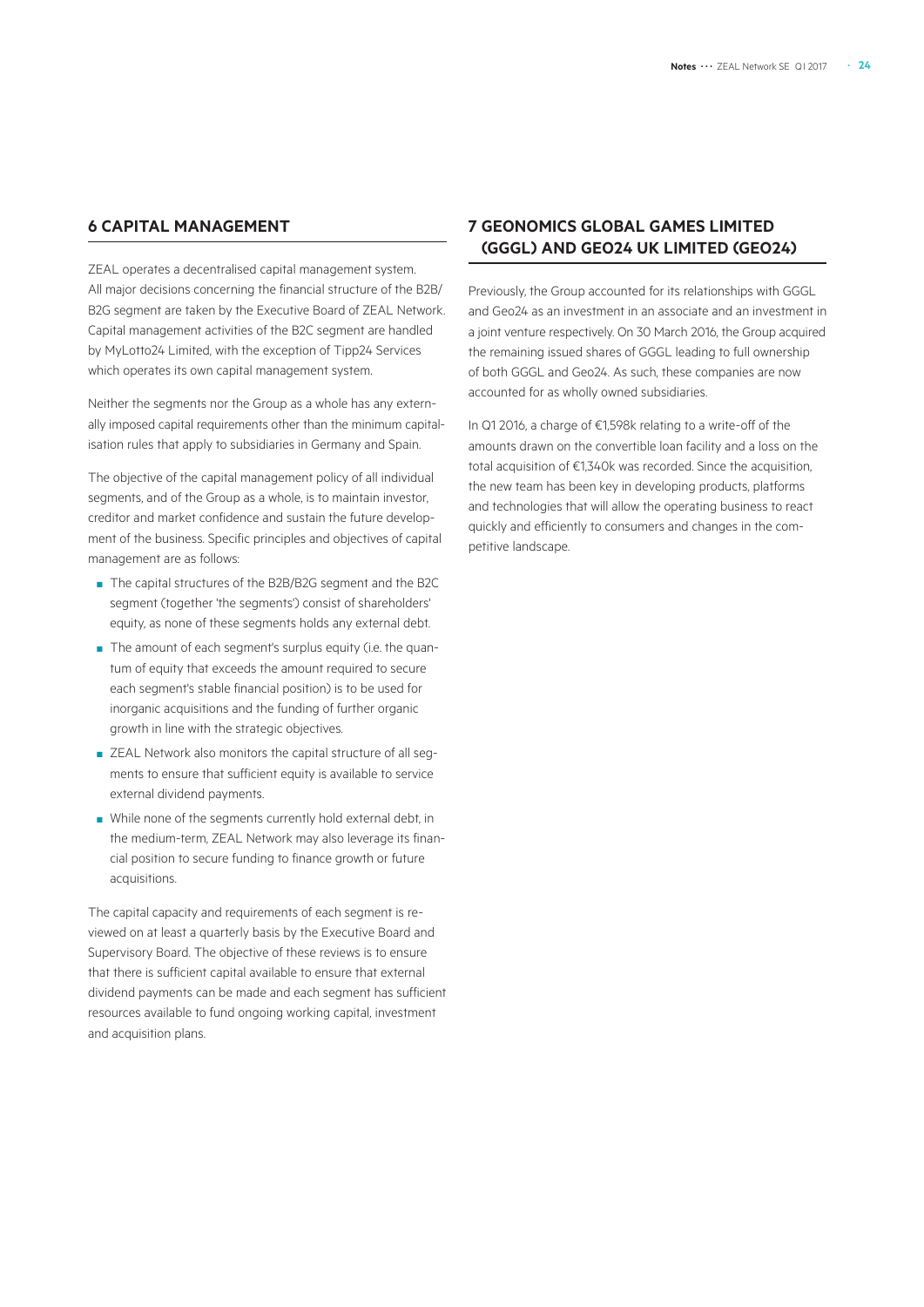## 6 CAPITAL MANAGEMENT

ZEAL operates a decentralised capital management system. All major decisions concerning the financial structure of the B2B/B2G segment are taken by the Executive Board of ZEAL Network. Capital management activities of the B2C segment are handled by MyLotto24 Limited, with the exception of Tipp24 Services which operates its own capital management system.

Neither the segments nor the Group as a whole has any externally imposed capital requirements other than the minimum capitalisation rules that apply to subsidiaries in Germany and Spain.

The objective of the capital management policy of all individual segments, and of the Group as a whole, is to maintain investor, creditor and market confidence and sustain the future development of the business. Specific principles and objectives of capital management are as follows:

- The capital structures of the B2B/B2G segment and the B2C segment (together 'the segments') consist of shareholders' equity, as none of these segments holds any external debt.
- The amount of each segment's surplus equity (i.e. the quantum of equity that exceeds the amount required to secure each segment's stable financial position) is to be used for inorganic acquisitions and the funding of further organic growth in line with the strategic objectives.
- ZEAL Network also monitors the capital structure of all segments to ensure that sufficient equity is available to service external dividend payments.
- While none of the segments currently hold external debt, in the medium-term, ZEAL Network may also leverage its financial position to secure funding to finance growth or future acquisitions.

The capital capacity and requirements of each segment is reviewed on at least a quarterly basis by the Executive Board and Supervisory Board. The objective of these reviews is to ensure that there is sufficient capital available to ensure that external dividend payments can be made and each segment has sufficient resources available to fund ongoing working capital, investment and acquisition plans.

## 7 GEONOMICS GLOBAL GAMES LIMITED (GGGL) AND GEO24 UK LIMITED (GEO24)

Previously, the Group accounted for its relationships with GGGL and Geo24 as an investment in an associate and an investment in a joint venture respectively. On 30 March 2016, the Group acquired the remaining issued shares of GGGL leading to full ownership of both GGGL and Geo24. As such, these companies are now accounted for as wholly owned subsidiaries.

In Q1 2016, a charge of €1,598k relating to a write-off of the amounts drawn on the convertible loan facility and a loss on the total acquisition of €1,340k was recorded. Since the acquisition, the new team has been key in developing products, platforms and technologies that will allow the operating business to react quickly and efficiently to consumers and changes in the competitive landscape.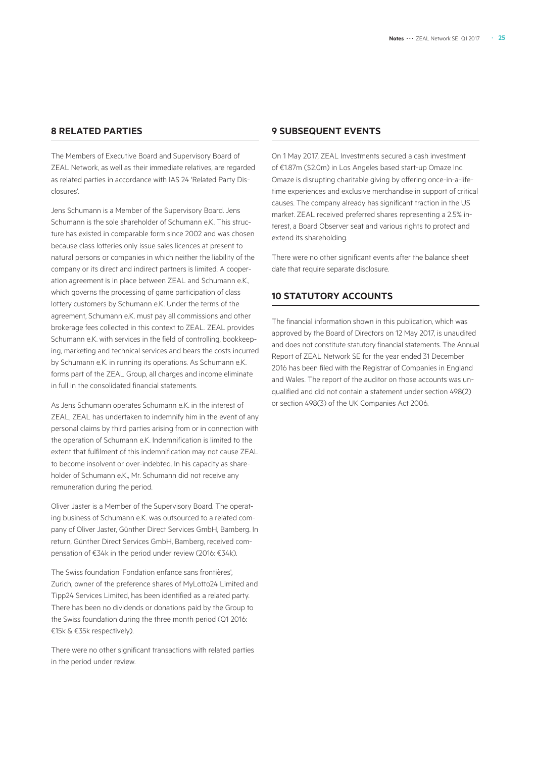## 8 RELATED PARTIES

The Members of Executive Board and Supervisory Board of ZEAL Network, as well as their immediate relatives, are regarded as related parties in accordance with IAS 24 'Related Party Disclosures'.

Jens Schumann is a Member of the Supervisory Board. Jens Schumann is the sole shareholder of Schumann e.K. This structure has existed in comparable form since 2002 and was chosen because class lotteries only issue sales licences at present to natural persons or companies in which neither the liability of the company or its direct and indirect partners is limited. A cooperation agreement is in place between ZEAL and Schumann e.K., which governs the processing of game participation of class lottery customers by Schumann e.K. Under the terms of the agreement, Schumann e.K. must pay all commissions and other brokerage fees collected in this context to ZEAL. ZEAL provides Schumann e.K. with services in the field of controlling, bookkeeping, marketing and technical services and bears the costs incurred by Schumann e.K. in running its operations. As Schumann e.K. forms part of the ZEAL Group, all charges and income eliminate in full in the consolidated financial statements.

As Jens Schumann operates Schumann e.K. in the interest of ZEAL, ZEAL has undertaken to indemnify him in the event of any personal claims by third parties arising from or in connection with the operation of Schumann e.K. Indemnification is limited to the extent that fulfilment of this indemnification may not cause ZEAL to become insolvent or over-indebted. In his capacity as shareholder of Schumann e.K., Mr. Schumann did not receive any remuneration during the period.

Oliver Jaster is a Member of the Supervisory Board. The operating business of Schumann e.K. was outsourced to a related company of Oliver Jaster, Günther Direct Services GmbH, Bamberg. In return, Günther Direct Services GmbH, Bamberg, received compensation of €34k in the period under review (2016: €34k).

The Swiss foundation 'Fondation enfance sans frontières', Zurich, owner of the preference shares of MyLotto24 Limited and Tipp24 Services Limited, has been identified as a related party. There has been no dividends or donations paid by the Group to the Swiss foundation during the three month period (Q1 2016: €15k & €35k respectively).

There were no other significant transactions with related parties in the period under review.

## 9 SUBSEQUENT EVENTS

On 1 May 2017, ZEAL Investments secured a cash investment of €1.87m ($2.0m) in Los Angeles based start-up Omaze Inc. Omaze is disrupting charitable giving by offering once-in-a-lifetime experiences and exclusive merchandise in support of critical causes. The company already has significant traction in the US market. ZEAL received preferred shares representing a 2.5% interest, a Board Observer seat and various rights to protect and extend its shareholding.

There were no other significant events after the balance sheet date that require separate disclosure.

## 10 STATUTORY ACCOUNTS

The financial information shown in this publication, which was approved by the Board of Directors on 12 May 2017, is unaudited and does not constitute statutory financial statements. The Annual Report of ZEAL Network SE for the year ended 31 December 2016 has been filed with the Registrar of Companies in England and Wales. The report of the auditor on those accounts was unqualified and did not contain a statement under section 498(2) or section 498(3) of the UK Companies Act 2006.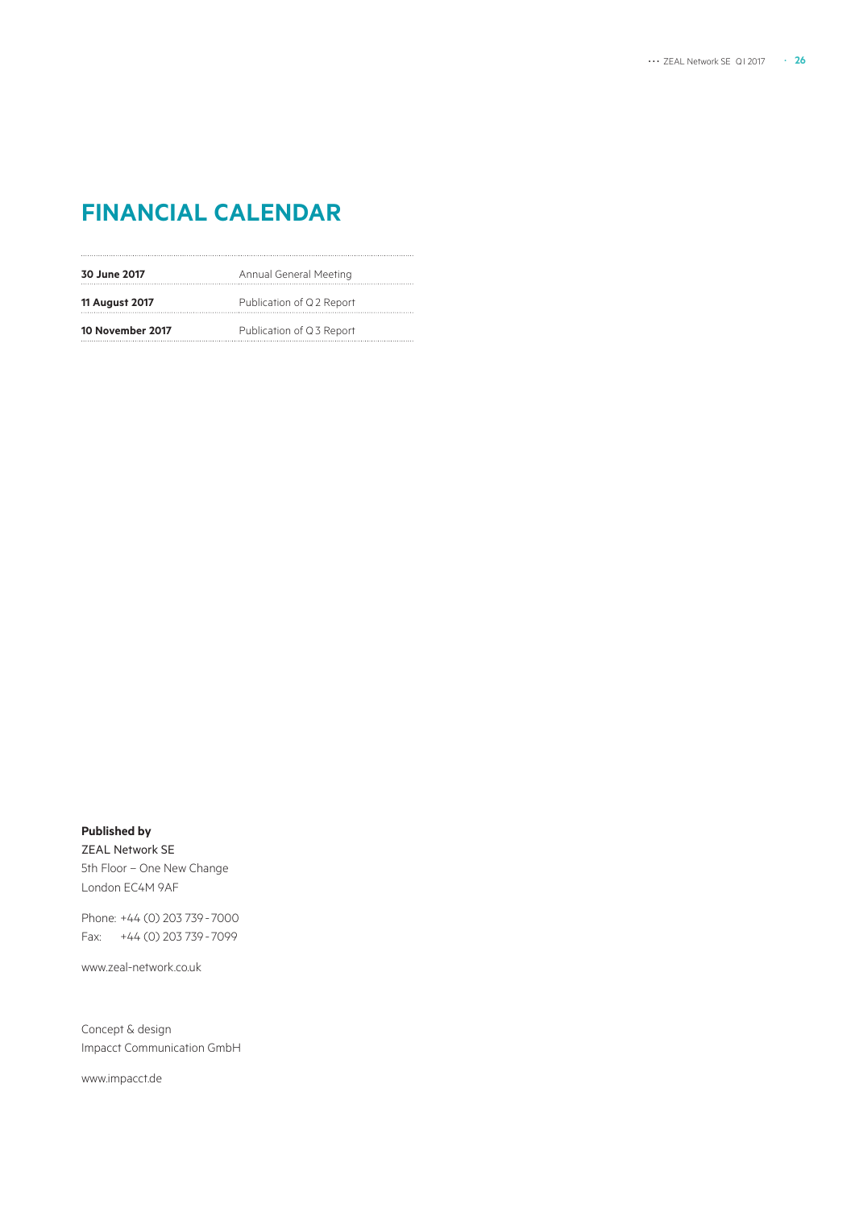# FINANCIAL CALENDAR

| | |
|---|---|
| **30 June 2017** | Annual General Meeting |
| **11 August 2017** | Publication of Q 2 Report |
| **10 November 2017** | Publication of Q 3 Report |

**Published by**
ZEAL Network SE
5th Floor – One New Change
London EC4M 9AF

Phone: +44 (0) 203 739 - 7000
Fax: +44 (0) 203 739 - 7099

www.zeal-network.co.uk

Concept & design
Impacct Communication GmbH

www.impacct.de